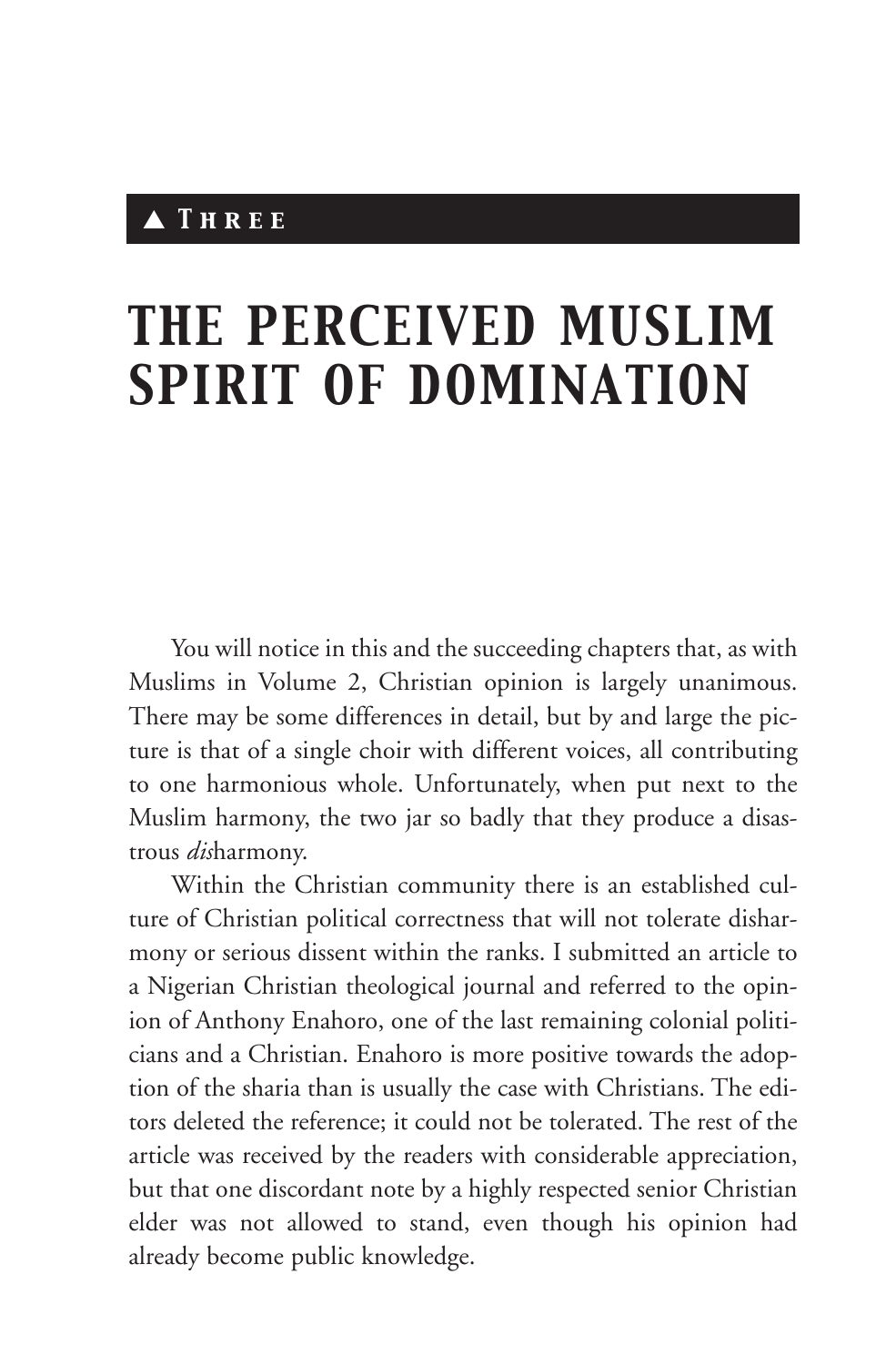▲ Three

# THE PERCEIVED MUSLIM SPIRIT OF DOMINATION

You will notice in this and the succeeding chapters that, as with Muslims in Volume 2, Christian opinion is largely unanimous. There may be some differences in detail, but by and large the picture is that of a single choir with different voices, all contributing to one harmonious whole. Unfortunately, when put next to the Muslim harmony, the two jar so badly that they produce a disastrous *dis*harmony.

Within the Christian community there is an established culture of Christian political correctness that will not tolerate disharmony or serious dissent within the ranks. I submitted an article to a Nigerian Christian theological journal and referred to the opinion of Anthony Enahoro, one of the last remaining colonial politicians and a Christian. Enahoro is more positive towards the adoption of the sharia than is usually the case with Christians. The editors deleted the reference; it could not be tolerated. The rest of the article was received by the readers with considerable appreciation, but that one discordant note by a highly respected senior Christian elder was not allowed to stand, even though his opinion had already become public knowledge.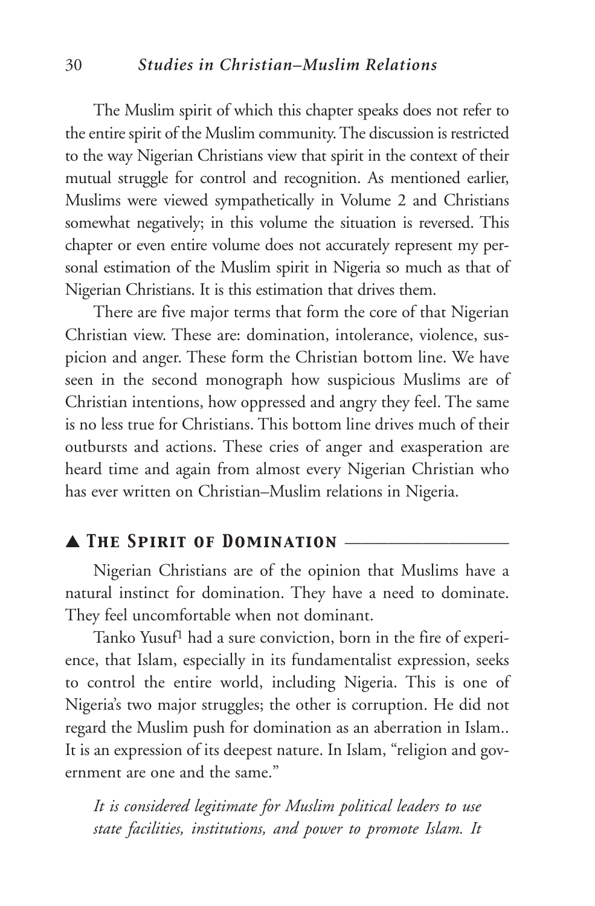The Muslim spirit of which this chapter speaks does not refer to the entire spirit of the Muslim community. The discussion is restricted to the way Nigerian Christians view that spirit in the context of their mutual struggle for control and recognition. As mentioned earlier, Muslims were viewed sympathetically in Volume 2 and Christians somewhat negatively; in this volume the situation is reversed. This chapter or even entire volume does not accurately represent my personal estimation of the Muslim spirit in Nigeria so much as that of Nigerian Christians. It is this estimation that drives them.

There are five major terms that form the core of that Nigerian Christian view. These are: domination, intolerance, violence, suspicion and anger. These form the Christian bottom line. We have seen in the second monograph how suspicious Muslims are of Christian intentions, how oppressed and angry they feel. The same is no less true for Christians. This bottom line drives much of their outbursts and actions. These cries of anger and exasperation are heard time and again from almost every Nigerian Christian who has ever written on Christian–Muslim relations in Nigeria.

## ▲ *The Spirit of Domination*

Nigerian Christians are of the opinion that Muslims have a natural instinct for domination. They have a need to dominate. They feel uncomfortable when not dominant.

Tanko Yusuf[1] had a sure conviction, born in the fire of experience, that Islam, especially in its fundamentalist expression, seeks to control the entire world, including Nigeria. This is one of Nigeria's two major struggles; the other is corruption. He did not regard the Muslim push for domination as an aberration in Islam.. It is an expression of its deepest nature. In Islam, "religion and government are one and the same."

*It is considered legitimate for Muslim political leaders to use state facilities, institutions, and power to promote Islam. It*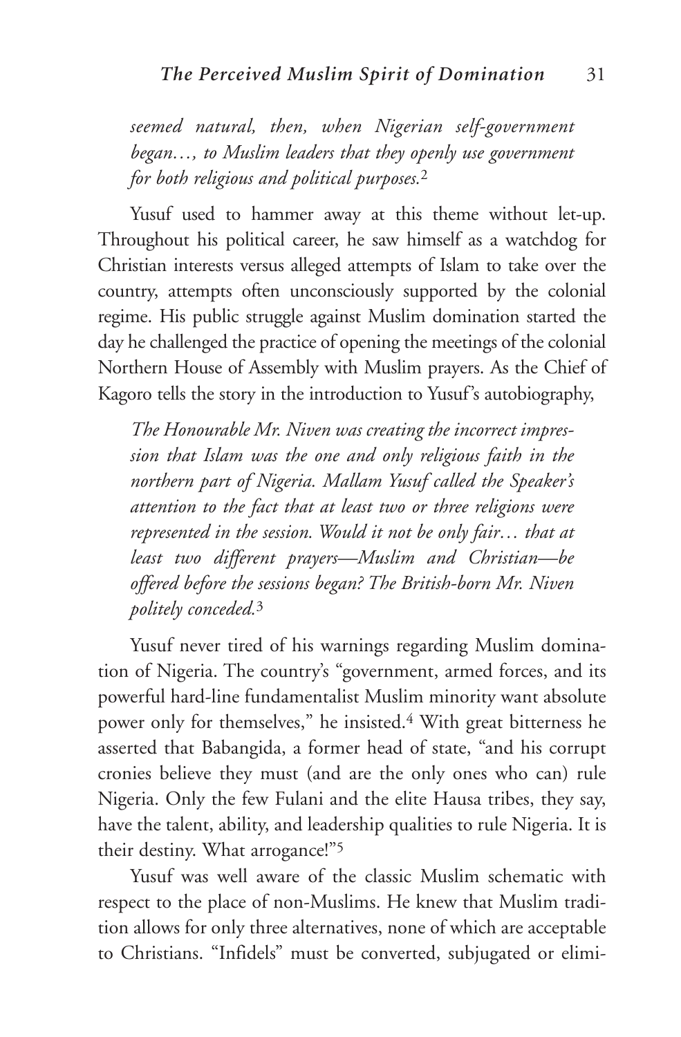*seemed natural, then, when Nigerian self-government began…, to Muslim leaders that they openly use government for both religious and political purposes.*[2]

Yusuf used to hammer away at this theme without let-up. Throughout his political career, he saw himself as a watchdog for Christian interests versus alleged attempts of Islam to take over the country, attempts often unconsciously supported by the colonial regime. His public struggle against Muslim domination started the day he challenged the practice of opening the meetings of the colonial Northern House of Assembly with Muslim prayers. As the Chief of Kagoro tells the story in the introduction to Yusuf's autobiography,

> *The Honourable Mr. Niven was creating the incorrect impression that Islam was the one and only religious faith in the northern part of Nigeria. Mallam Yusuf called the Speaker's attention to the fact that at least two or three religions were represented in the session. Would it not be only fair… that at least two different prayers—Muslim and Christian—be offered before the sessions began? The British-born Mr. Niven politely conceded.*[3]

Yusuf never tired of his warnings regarding Muslim domination of Nigeria. The country's "government, armed forces, and its powerful hard-line fundamentalist Muslim minority want absolute power only for themselves," he insisted.[4] With great bitterness he asserted that Babangida, a former head of state, "and his corrupt cronies believe they must (and are the only ones who can) rule Nigeria. Only the few Fulani and the elite Hausa tribes, they say, have the talent, ability, and leadership qualities to rule Nigeria. It is their destiny. What arrogance!"[5]

Yusuf was well aware of the classic Muslim schematic with respect to the place of non-Muslims. He knew that Muslim tradition allows for only three alternatives, none of which are acceptable to Christians. "Infidels" must be converted, subjugated or elimi-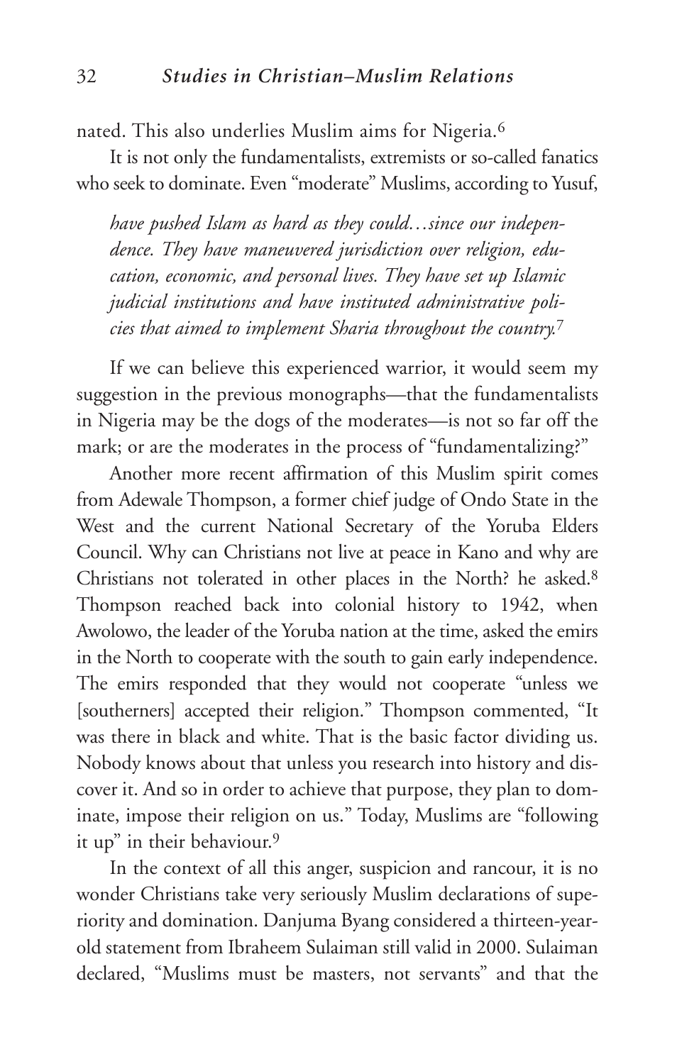nated. This also underlies Muslim aims for Nigeria.[6]

It is not only the fundamentalists, extremists or so-called fanatics who seek to dominate. Even "moderate" Muslims, according to Yusuf,

> *have pushed Islam as hard as they could…since our independence. They have maneuvered jurisdiction over religion, education, economic, and personal lives. They have set up Islamic judicial institutions and have instituted administrative policies that aimed to implement Sharia throughout the country.*[7]

If we can believe this experienced warrior, it would seem my suggestion in the previous monographs—that the fundamentalists in Nigeria may be the dogs of the moderates—is not so far off the mark; or are the moderates in the process of "fundamentalizing?"

Another more recent affirmation of this Muslim spirit comes from Adewale Thompson, a former chief judge of Ondo State in the West and the current National Secretary of the Yoruba Elders Council. Why can Christians not live at peace in Kano and why are Christians not tolerated in other places in the North? he asked.[8] Thompson reached back into colonial history to 1942, when Awolowo, the leader of the Yoruba nation at the time, asked the emirs in the North to cooperate with the south to gain early independence. The emirs responded that they would not cooperate "unless we [southerners] accepted their religion." Thompson commented, "It was there in black and white. That is the basic factor dividing us. Nobody knows about that unless you research into history and discover it. And so in order to achieve that purpose, they plan to dominate, impose their religion on us." Today, Muslims are "following it up" in their behaviour.[9]

In the context of all this anger, suspicion and rancour, it is no wonder Christians take very seriously Muslim declarations of superiority and domination. Danjuma Byang considered a thirteen-year-old statement from Ibraheem Sulaiman still valid in 2000. Sulaiman declared, "Muslims must be masters, not servants" and that the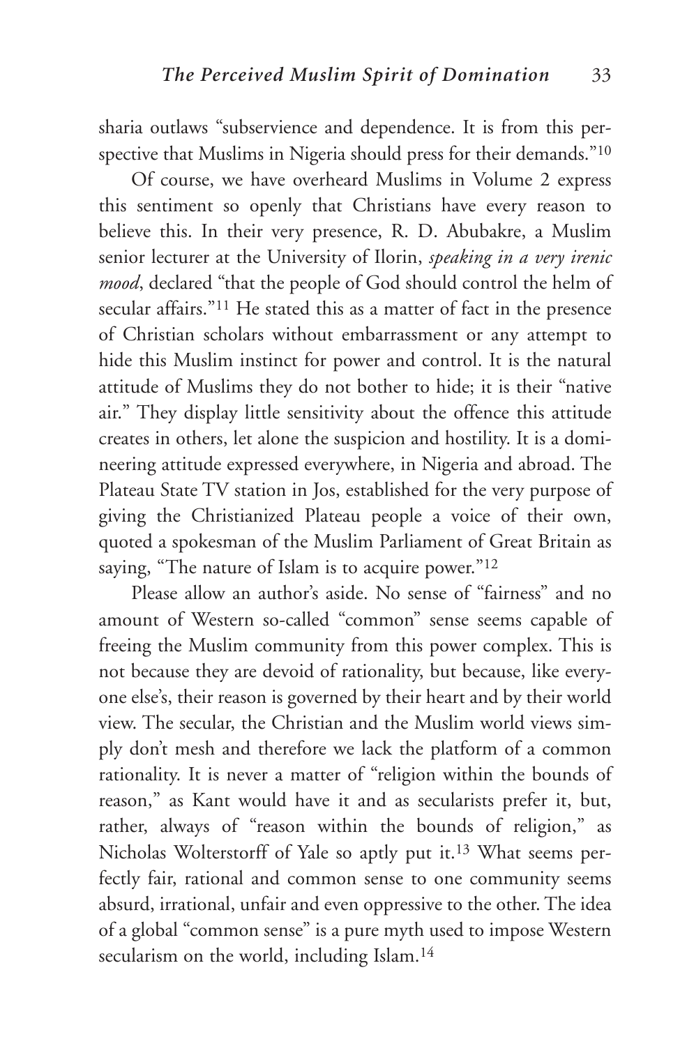sharia outlaws "subservience and dependence. It is from this perspective that Muslims in Nigeria should press for their demands."[10]

Of course, we have overheard Muslims in Volume 2 express this sentiment so openly that Christians have every reason to believe this. In their very presence, R. D. Abubakre, a Muslim senior lecturer at the University of Ilorin, *speaking in a very irenic mood*, declared "that the people of God should control the helm of secular affairs."[11] He stated this as a matter of fact in the presence of Christian scholars without embarrassment or any attempt to hide this Muslim instinct for power and control. It is the natural attitude of Muslims they do not bother to hide; it is their "native air." They display little sensitivity about the offence this attitude creates in others, let alone the suspicion and hostility. It is a domineering attitude expressed everywhere, in Nigeria and abroad. The Plateau State TV station in Jos, established for the very purpose of giving the Christianized Plateau people a voice of their own, quoted a spokesman of the Muslim Parliament of Great Britain as saying, "The nature of Islam is to acquire power."[12]

Please allow an author's aside. No sense of "fairness" and no amount of Western so-called "common" sense seems capable of freeing the Muslim community from this power complex. This is not because they are devoid of rationality, but because, like everyone else's, their reason is governed by their heart and by their world view. The secular, the Christian and the Muslim world views simply don't mesh and therefore we lack the platform of a common rationality. It is never a matter of "religion within the bounds of reason," as Kant would have it and as secularists prefer it, but, rather, always of "reason within the bounds of religion," as Nicholas Wolterstorff of Yale so aptly put it.[13] What seems perfectly fair, rational and common sense to one community seems absurd, irrational, unfair and even oppressive to the other. The idea of a global "common sense" is a pure myth used to impose Western secularism on the world, including Islam.[14]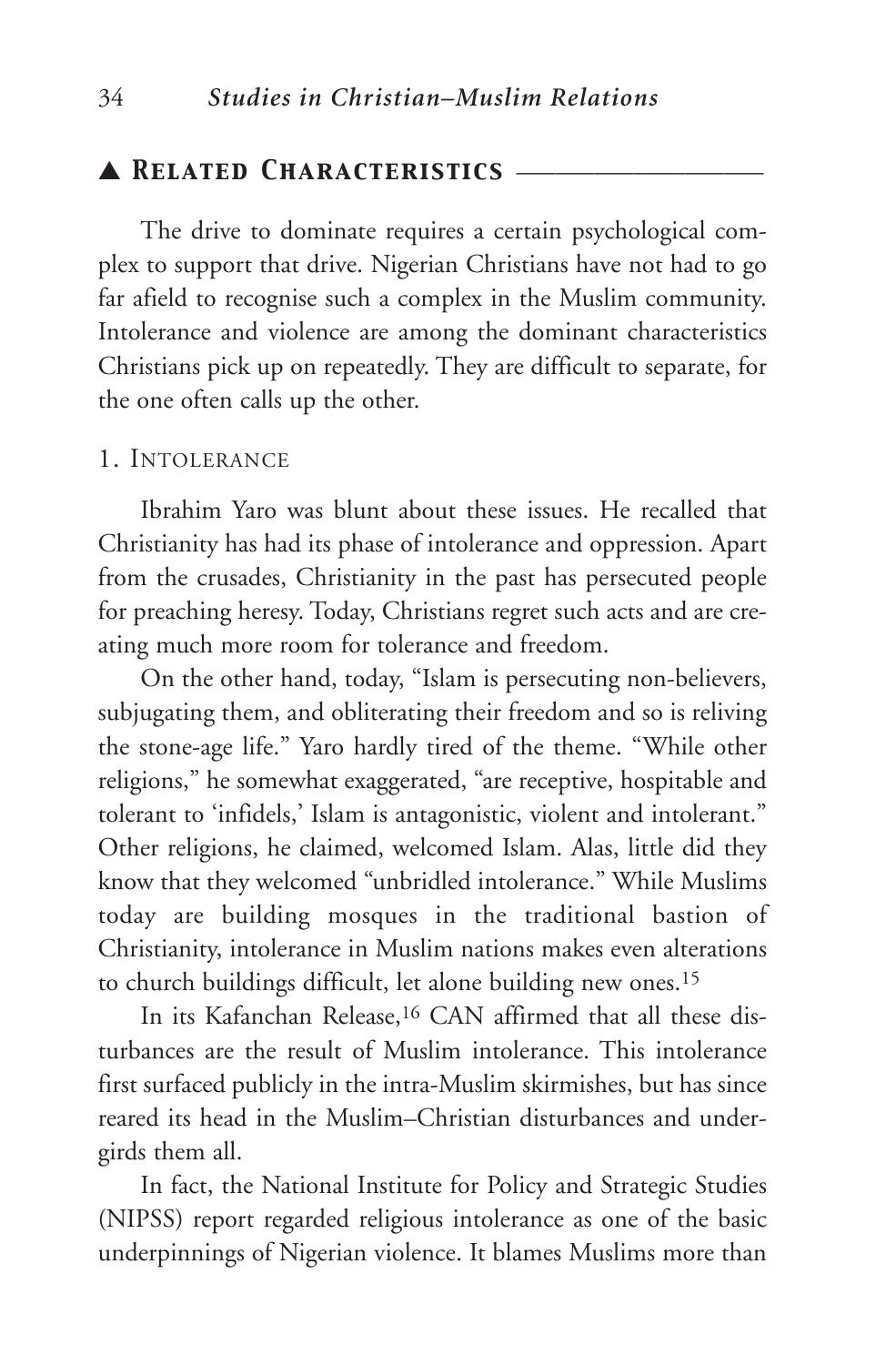## ▲ Related Characteristics

The drive to dominate requires a certain psychological complex to support that drive. Nigerian Christians have not had to go far afield to recognise such a complex in the Muslim community. Intolerance and violence are among the dominant characteristics Christians pick up on repeatedly. They are difficult to separate, for the one often calls up the other.

### 1. Intolerance

Ibrahim Yaro was blunt about these issues. He recalled that Christianity has had its phase of intolerance and oppression. Apart from the crusades, Christianity in the past has persecuted people for preaching heresy. Today, Christians regret such acts and are creating much more room for tolerance and freedom.

On the other hand, today, "Islam is persecuting non-believers, subjugating them, and obliterating their freedom and so is reliving the stone-age life." Yaro hardly tired of the theme. "While other religions," he somewhat exaggerated, "are receptive, hospitable and tolerant to 'infidels,' Islam is antagonistic, violent and intolerant." Other religions, he claimed, welcomed Islam. Alas, little did they know that they welcomed "unbridled intolerance." While Muslims today are building mosques in the traditional bastion of Christianity, intolerance in Muslim nations makes even alterations to church buildings difficult, let alone building new ones.[15]

In its Kafanchan Release,[16] CAN affirmed that all these disturbances are the result of Muslim intolerance. This intolerance first surfaced publicly in the intra-Muslim skirmishes, but has since reared its head in the Muslim–Christian disturbances and undergirds them all.

In fact, the National Institute for Policy and Strategic Studies (NIPSS) report regarded religious intolerance as one of the basic underpinnings of Nigerian violence. It blames Muslims more than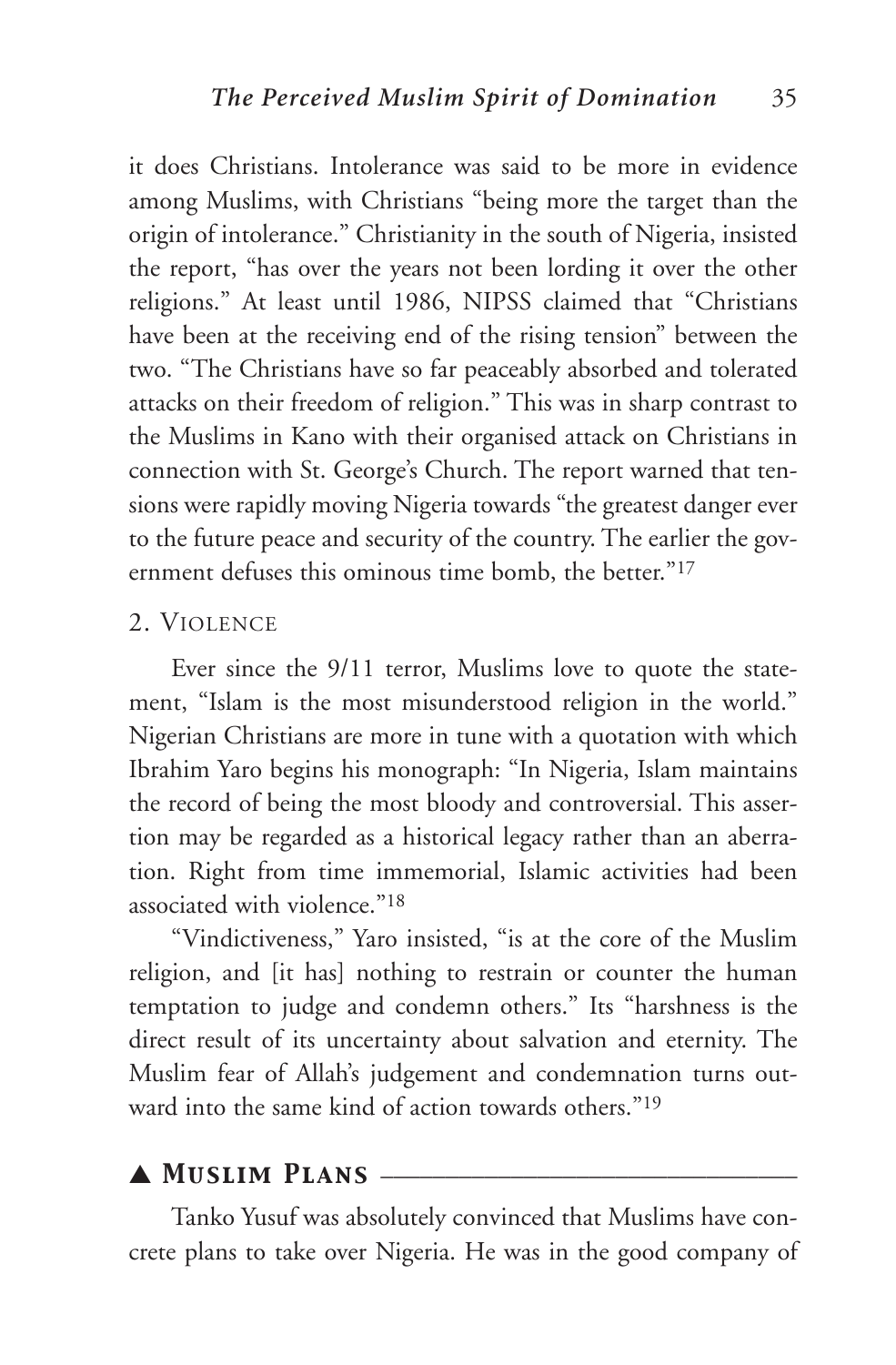it does Christians. Intolerance was said to be more in evidence among Muslims, with Christians "being more the target than the origin of intolerance." Christianity in the south of Nigeria, insisted the report, "has over the years not been lording it over the other religions." At least until 1986, NIPSS claimed that "Christians have been at the receiving end of the rising tension" between the two. "The Christians have so far peaceably absorbed and tolerated attacks on their freedom of religion." This was in sharp contrast to the Muslims in Kano with their organised attack on Christians in connection with St. George's Church. The report warned that tensions were rapidly moving Nigeria towards "the greatest danger ever to the future peace and security of the country. The earlier the government defuses this ominous time bomb, the better."[17]

### 2. Violence

Ever since the 9/11 terror, Muslims love to quote the statement, "Islam is the most misunderstood religion in the world." Nigerian Christians are more in tune with a quotation with which Ibrahim Yaro begins his monograph: "In Nigeria, Islam maintains the record of being the most bloody and controversial. This assertion may be regarded as a historical legacy rather than an aberration. Right from time immemorial, Islamic activities had been associated with violence."[18]

"Vindictiveness," Yaro insisted, "is at the core of the Muslim religion, and [it has] nothing to restrain or counter the human temptation to judge and condemn others." Its "harshness is the direct result of its uncertainty about salvation and eternity. The Muslim fear of Allah's judgement and condemnation turns outward into the same kind of action towards others."[19]

## ▲ Muslim Plans

Tanko Yusuf was absolutely convinced that Muslims have concrete plans to take over Nigeria. He was in the good company of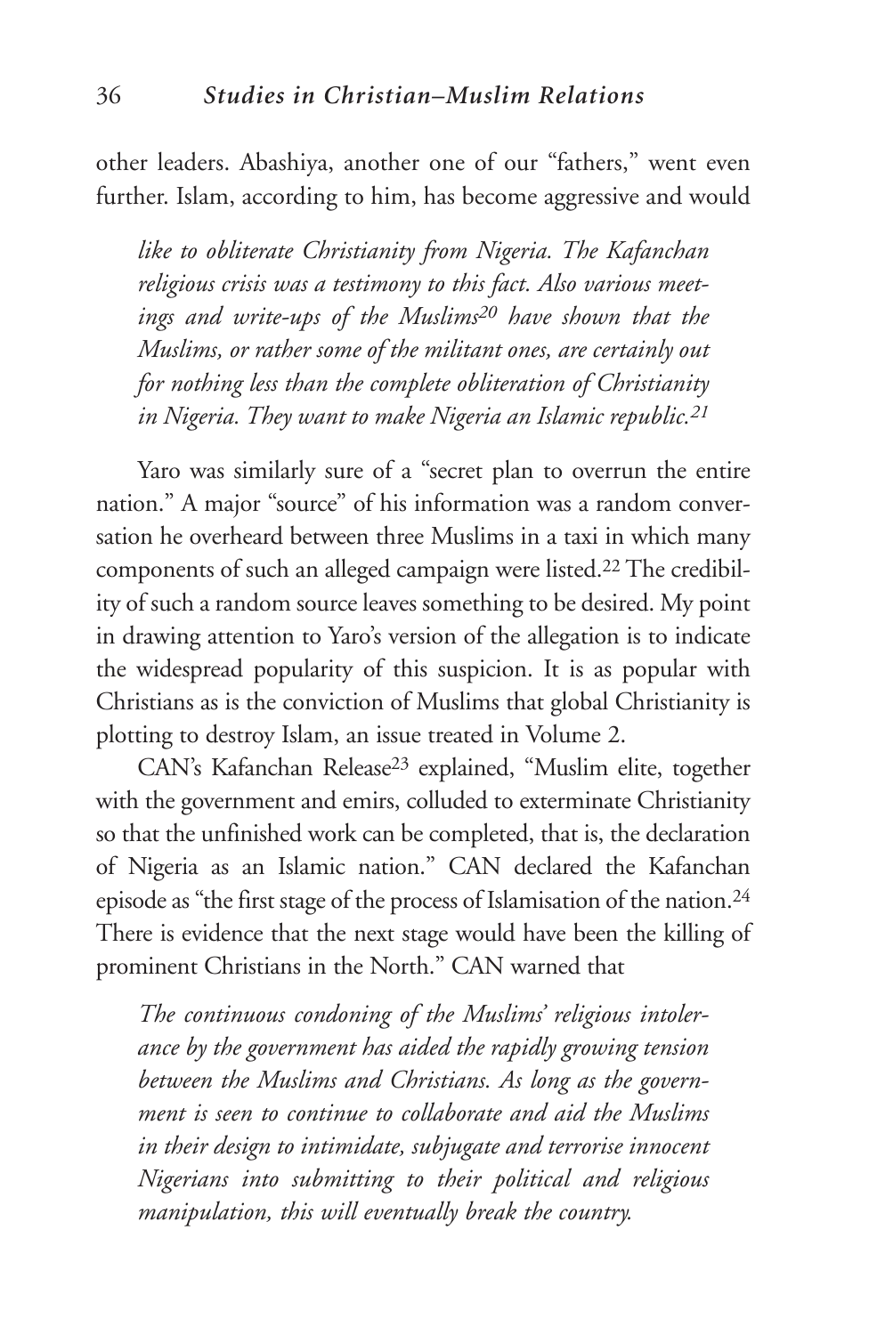other leaders. Abashiya, another one of our "fathers," went even further. Islam, according to him, has become aggressive and would

> *like to obliterate Christianity from Nigeria. The Kafanchan religious crisis was a testimony to this fact. Also various meetings and write-ups of the Muslims*[20] *have shown that the Muslims, or rather some of the militant ones, are certainly out for nothing less than the complete obliteration of Christianity in Nigeria. They want to make Nigeria an Islamic republic.*[21]

Yaro was similarly sure of a "secret plan to overrun the entire nation." A major "source" of his information was a random conversation he overheard between three Muslims in a taxi in which many components of such an alleged campaign were listed.[22] The credibility of such a random source leaves something to be desired. My point in drawing attention to Yaro's version of the allegation is to indicate the widespread popularity of this suspicion. It is as popular with Christians as is the conviction of Muslims that global Christianity is plotting to destroy Islam, an issue treated in Volume 2.

CAN's Kafanchan Release[23] explained, "Muslim elite, together with the government and emirs, colluded to exterminate Christianity so that the unfinished work can be completed, that is, the declaration of Nigeria as an Islamic nation." CAN declared the Kafanchan episode as "the first stage of the process of Islamisation of the nation.[24] There is evidence that the next stage would have been the killing of prominent Christians in the North." CAN warned that

> *The continuous condoning of the Muslims' religious intolerance by the government has aided the rapidly growing tension between the Muslims and Christians. As long as the government is seen to continue to collaborate and aid the Muslims in their design to intimidate, subjugate and terrorise innocent Nigerians into submitting to their political and religious manipulation, this will eventually break the country.*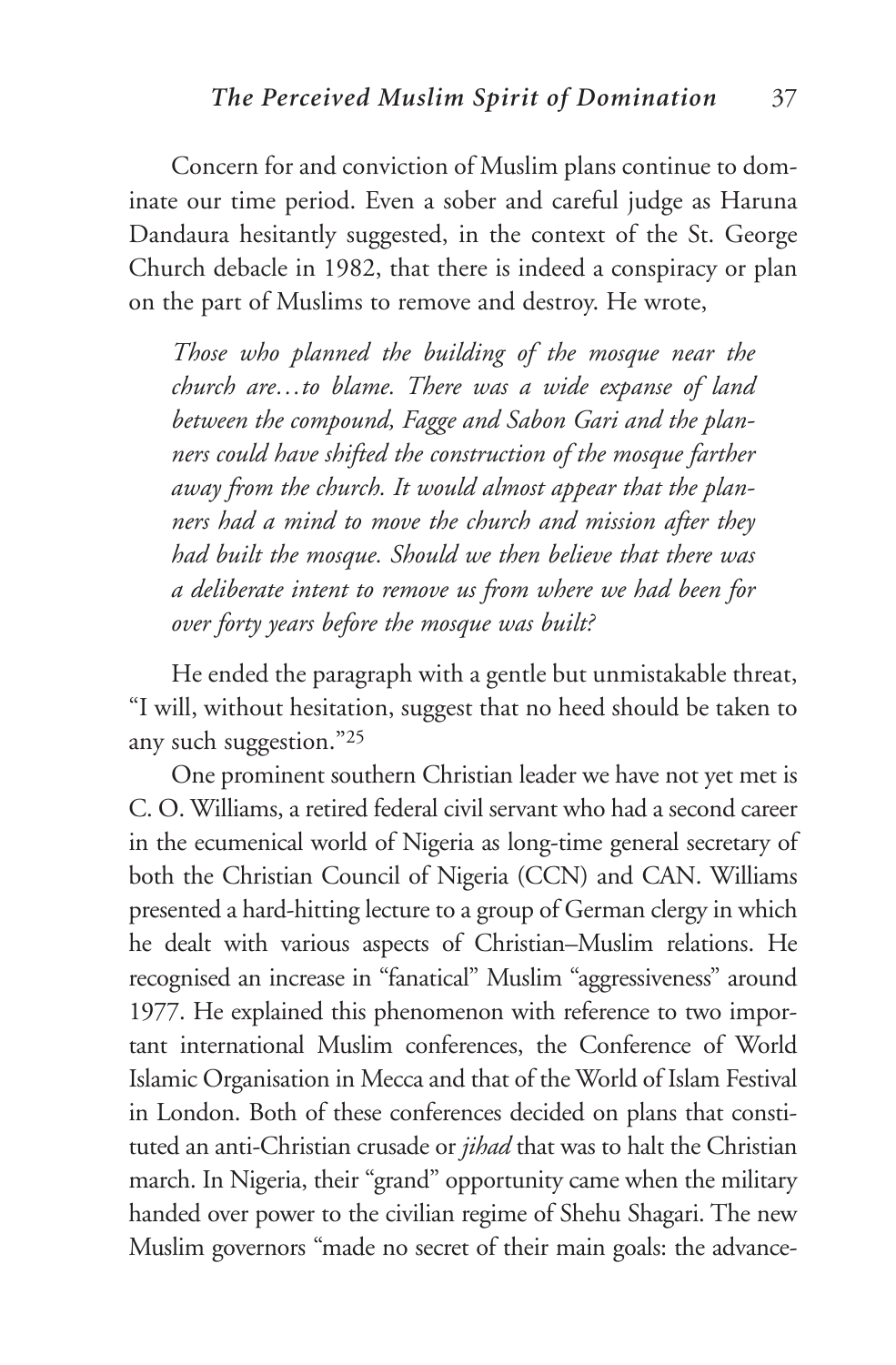Concern for and conviction of Muslim plans continue to dominate our time period. Even a sober and careful judge as Haruna Dandaura hesitantly suggested, in the context of the St. George Church debacle in 1982, that there is indeed a conspiracy or plan on the part of Muslims to remove and destroy. He wrote,

> *Those who planned the building of the mosque near the church are…to blame. There was a wide expanse of land between the compound, Fagge and Sabon Gari and the planners could have shifted the construction of the mosque farther away from the church. It would almost appear that the planners had a mind to move the church and mission after they had built the mosque. Should we then believe that there was a deliberate intent to remove us from where we had been for over forty years before the mosque was built?*

He ended the paragraph with a gentle but unmistakable threat, "I will, without hesitation, suggest that no heed should be taken to any such suggestion."[25]

One prominent southern Christian leader we have not yet met is C. O. Williams, a retired federal civil servant who had a second career in the ecumenical world of Nigeria as long-time general secretary of both the Christian Council of Nigeria (CCN) and CAN. Williams presented a hard-hitting lecture to a group of German clergy in which he dealt with various aspects of Christian–Muslim relations. He recognised an increase in "fanatical" Muslim "aggressiveness" around 1977. He explained this phenomenon with reference to two important international Muslim conferences, the Conference of World Islamic Organisation in Mecca and that of the World of Islam Festival in London. Both of these conferences decided on plans that constituted an anti-Christian crusade or *jihad* that was to halt the Christian march. In Nigeria, their "grand" opportunity came when the military handed over power to the civilian regime of Shehu Shagari. The new Muslim governors "made no secret of their main goals: the advance-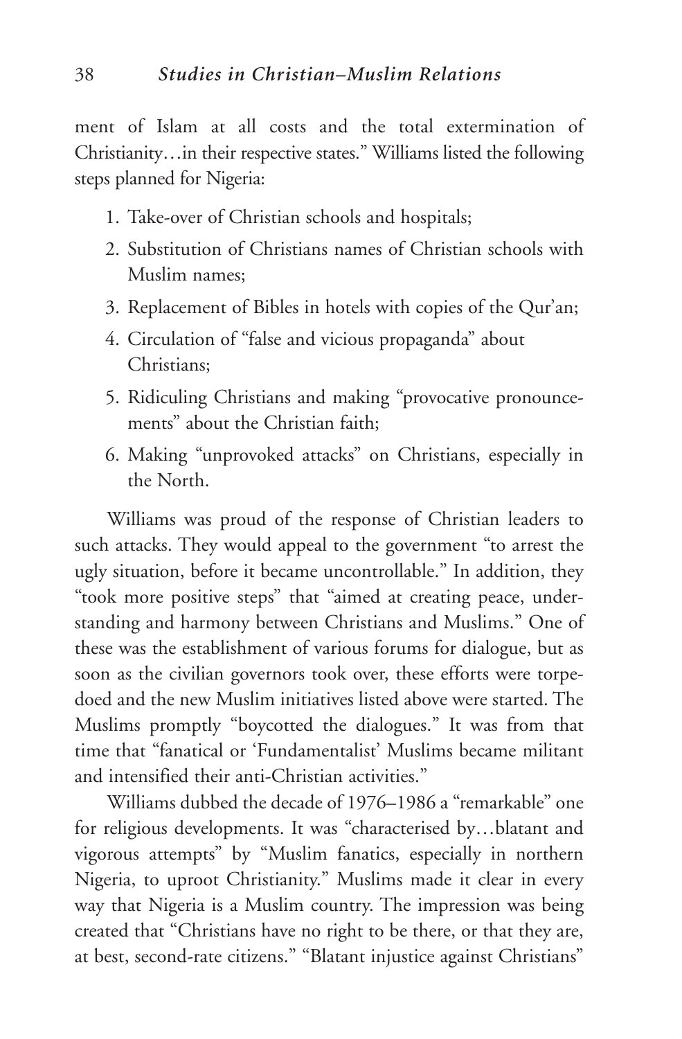ment of Islam at all costs and the total extermination of Christianity…in their respective states." Williams listed the following steps planned for Nigeria:

1. Take-over of Christian schools and hospitals;
2. Substitution of Christians names of Christian schools with Muslim names;
3. Replacement of Bibles in hotels with copies of the Qur'an;
4. Circulation of "false and vicious propaganda" about Christians;
5. Ridiculing Christians and making "provocative pronouncements" about the Christian faith;
6. Making "unprovoked attacks" on Christians, especially in the North.

Williams was proud of the response of Christian leaders to such attacks. They would appeal to the government "to arrest the ugly situation, before it became uncontrollable." In addition, they "took more positive steps" that "aimed at creating peace, understanding and harmony between Christians and Muslims." One of these was the establishment of various forums for dialogue, but as soon as the civilian governors took over, these efforts were torpedoed and the new Muslim initiatives listed above were started. The Muslims promptly "boycotted the dialogues." It was from that time that "fanatical or 'Fundamentalist' Muslims became militant and intensified their anti-Christian activities."

Williams dubbed the decade of 1976–1986 a "remarkable" one for religious developments. It was "characterised by…blatant and vigorous attempts" by "Muslim fanatics, especially in northern Nigeria, to uproot Christianity." Muslims made it clear in every way that Nigeria is a Muslim country. The impression was being created that "Christians have no right to be there, or that they are, at best, second-rate citizens." "Blatant injustice against Christians"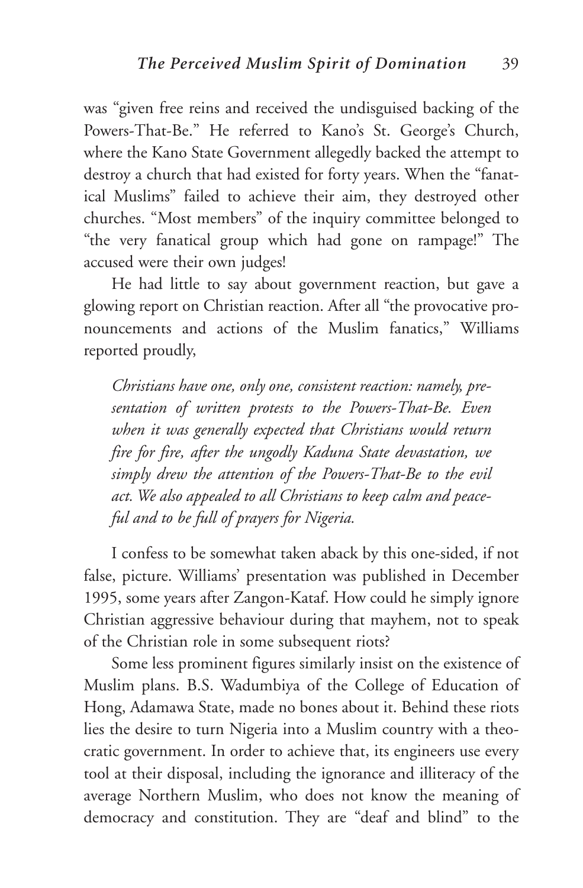was "given free reins and received the undisguised backing of the Powers-That-Be." He referred to Kano's St. George's Church, where the Kano State Government allegedly backed the attempt to destroy a church that had existed for forty years. When the "fanatical Muslims" failed to achieve their aim, they destroyed other churches. "Most members" of the inquiry committee belonged to "the very fanatical group which had gone on rampage!" The accused were their own judges!

He had little to say about government reaction, but gave a glowing report on Christian reaction. After all "the provocative pronouncements and actions of the Muslim fanatics," Williams reported proudly,

> *Christians have one, only one, consistent reaction: namely, presentation of written protests to the Powers-That-Be. Even when it was generally expected that Christians would return fire for fire, after the ungodly Kaduna State devastation, we simply drew the attention of the Powers-That-Be to the evil act. We also appealed to all Christians to keep calm and peaceful and to be full of prayers for Nigeria.*

I confess to be somewhat taken aback by this one-sided, if not false, picture. Williams' presentation was published in December 1995, some years after Zangon-Kataf. How could he simply ignore Christian aggressive behaviour during that mayhem, not to speak of the Christian role in some subsequent riots?

Some less prominent figures similarly insist on the existence of Muslim plans. B.S. Wadumbiya of the College of Education of Hong, Adamawa State, made no bones about it. Behind these riots lies the desire to turn Nigeria into a Muslim country with a theocratic government. In order to achieve that, its engineers use every tool at their disposal, including the ignorance and illiteracy of the average Northern Muslim, who does not know the meaning of democracy and constitution. They are "deaf and blind" to the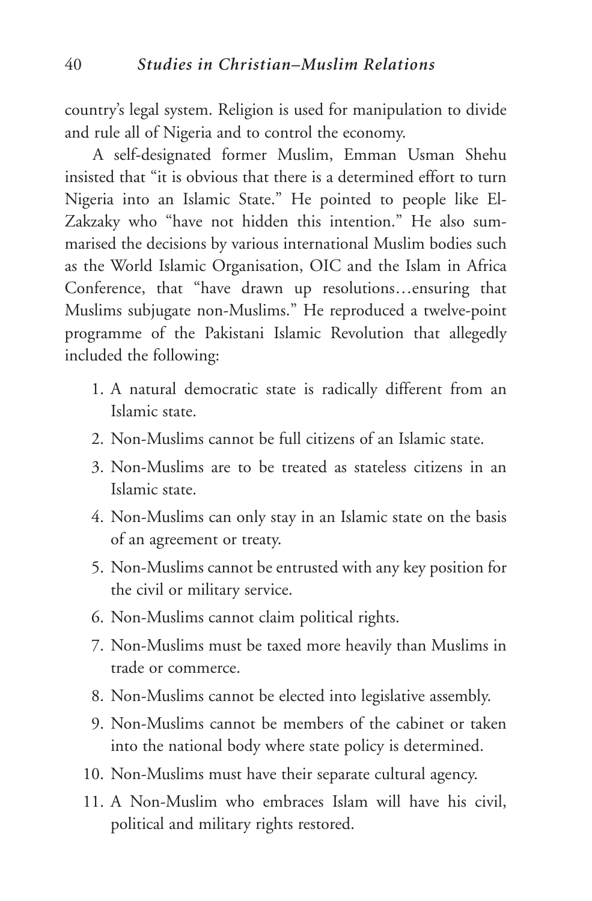country's legal system. Religion is used for manipulation to divide and rule all of Nigeria and to control the economy.

A self-designated former Muslim, Emman Usman Shehu insisted that "it is obvious that there is a determined effort to turn Nigeria into an Islamic State." He pointed to people like El-Zakzaky who "have not hidden this intention." He also summarised the decisions by various international Muslim bodies such as the World Islamic Organisation, OIC and the Islam in Africa Conference, that "have drawn up resolutions…ensuring that Muslims subjugate non-Muslims." He reproduced a twelve-point programme of the Pakistani Islamic Revolution that allegedly included the following:

1. A natural democratic state is radically different from an Islamic state.
2. Non-Muslims cannot be full citizens of an Islamic state.
3. Non-Muslims are to be treated as stateless citizens in an Islamic state.
4. Non-Muslims can only stay in an Islamic state on the basis of an agreement or treaty.
5. Non-Muslims cannot be entrusted with any key position for the civil or military service.
6. Non-Muslims cannot claim political rights.
7. Non-Muslims must be taxed more heavily than Muslims in trade or commerce.
8. Non-Muslims cannot be elected into legislative assembly.
9. Non-Muslims cannot be members of the cabinet or taken into the national body where state policy is determined.
10. Non-Muslims must have their separate cultural agency.
11. A Non-Muslim who embraces Islam will have his civil, political and military rights restored.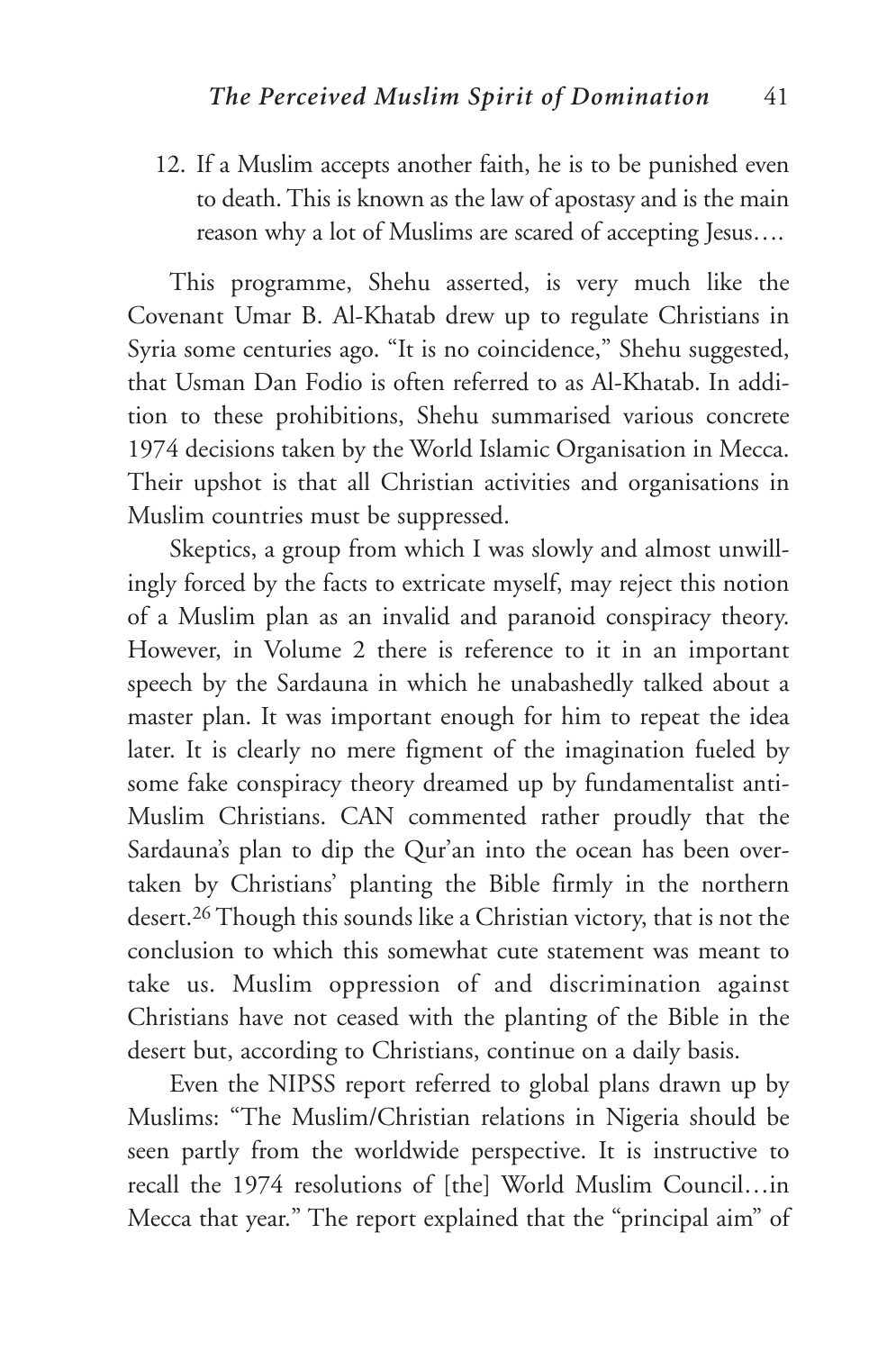12. If a Muslim accepts another faith, he is to be punished even to death. This is known as the law of apostasy and is the main reason why a lot of Muslims are scared of accepting Jesus….

This programme, Shehu asserted, is very much like the Covenant Umar B. Al-Khatab drew up to regulate Christians in Syria some centuries ago. "It is no coincidence," Shehu suggested, that Usman Dan Fodio is often referred to as Al-Khatab. In addition to these prohibitions, Shehu summarised various concrete 1974 decisions taken by the World Islamic Organisation in Mecca. Their upshot is that all Christian activities and organisations in Muslim countries must be suppressed.

Skeptics, a group from which I was slowly and almost unwillingly forced by the facts to extricate myself, may reject this notion of a Muslim plan as an invalid and paranoid conspiracy theory. However, in Volume 2 there is reference to it in an important speech by the Sardauna in which he unabashedly talked about a master plan. It was important enough for him to repeat the idea later. It is clearly no mere figment of the imagination fueled by some fake conspiracy theory dreamed up by fundamentalist anti-Muslim Christians. CAN commented rather proudly that the Sardauna's plan to dip the Qur'an into the ocean has been overtaken by Christians' planting the Bible firmly in the northern desert.[26] Though this sounds like a Christian victory, that is not the conclusion to which this somewhat cute statement was meant to take us. Muslim oppression of and discrimination against Christians have not ceased with the planting of the Bible in the desert but, according to Christians, continue on a daily basis.

Even the NIPSS report referred to global plans drawn up by Muslims: "The Muslim/Christian relations in Nigeria should be seen partly from the worldwide perspective. It is instructive to recall the 1974 resolutions of [the] World Muslim Council…in Mecca that year." The report explained that the "principal aim" of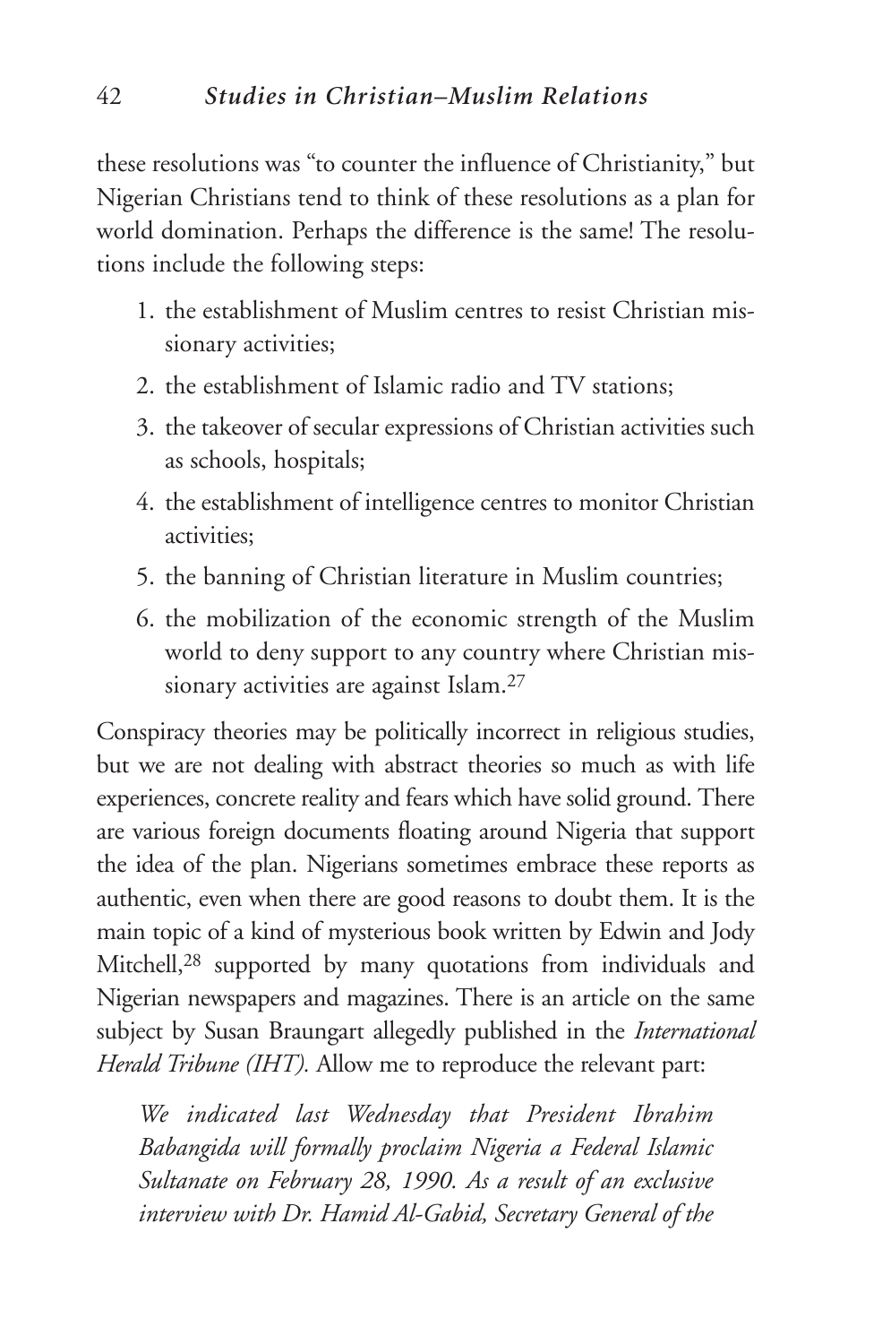these resolutions was "to counter the influence of Christianity," but Nigerian Christians tend to think of these resolutions as a plan for world domination. Perhaps the difference is the same! The resolutions include the following steps:

1. the establishment of Muslim centres to resist Christian missionary activities;
2. the establishment of Islamic radio and TV stations;
3. the takeover of secular expressions of Christian activities such as schools, hospitals;
4. the establishment of intelligence centres to monitor Christian activities;
5. the banning of Christian literature in Muslim countries;
6. the mobilization of the economic strength of the Muslim world to deny support to any country where Christian missionary activities are against Islam.[27]

Conspiracy theories may be politically incorrect in religious studies, but we are not dealing with abstract theories so much as with life experiences, concrete reality and fears which have solid ground. There are various foreign documents floating around Nigeria that support the idea of the plan. Nigerians sometimes embrace these reports as authentic, even when there are good reasons to doubt them. It is the main topic of a kind of mysterious book written by Edwin and Jody Mitchell,[28] supported by many quotations from individuals and Nigerian newspapers and magazines. There is an article on the same subject by Susan Braungart allegedly published in the *International Herald Tribune (IHT)*. Allow me to reproduce the relevant part:

*We indicated last Wednesday that President Ibrahim Babangida will formally proclaim Nigeria a Federal Islamic Sultanate on February 28, 1990. As a result of an exclusive interview with Dr. Hamid Al-Gabid, Secretary General of the*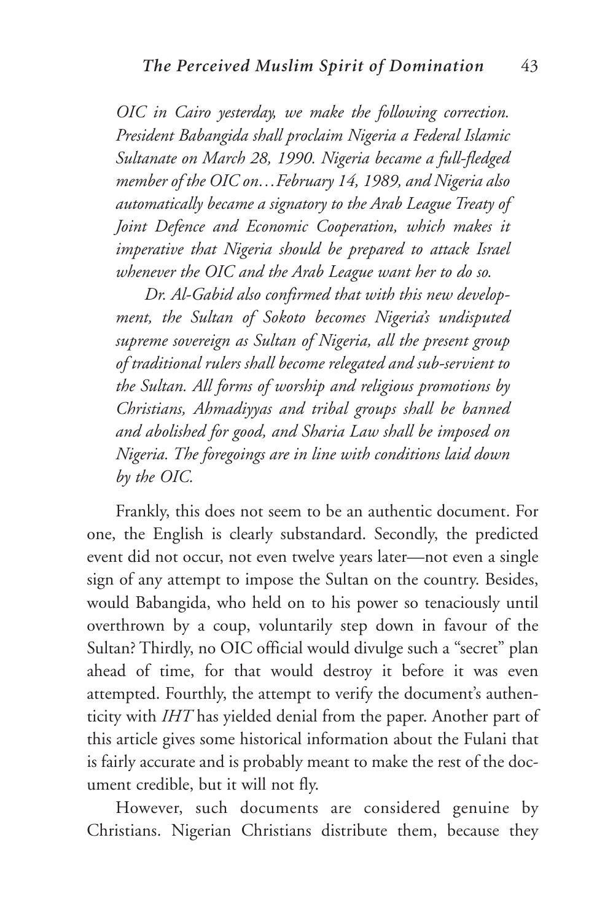*OIC in Cairo yesterday, we make the following correction. President Babangida shall proclaim Nigeria a Federal Islamic Sultanate on March 28, 1990. Nigeria became a full-fledged member of the OIC on…February 14, 1989, and Nigeria also automatically became a signatory to the Arab League Treaty of Joint Defence and Economic Cooperation, which makes it imperative that Nigeria should be prepared to attack Israel whenever the OIC and the Arab League want her to do so.*

*Dr. Al-Gabid also confirmed that with this new development, the Sultan of Sokoto becomes Nigeria's undisputed supreme sovereign as Sultan of Nigeria, all the present group of traditional rulers shall become relegated and sub-servient to the Sultan. All forms of worship and religious promotions by Christians, Ahmadiyyas and tribal groups shall be banned and abolished for good, and Sharia Law shall be imposed on Nigeria. The foregoings are in line with conditions laid down by the OIC.*

Frankly, this does not seem to be an authentic document. For one, the English is clearly substandard. Secondly, the predicted event did not occur, not even twelve years later—not even a single sign of any attempt to impose the Sultan on the country. Besides, would Babangida, who held on to his power so tenaciously until overthrown by a coup, voluntarily step down in favour of the Sultan? Thirdly, no OIC official would divulge such a "secret" plan ahead of time, for that would destroy it before it was even attempted. Fourthly, the attempt to verify the document's authenticity with *IHT* has yielded denial from the paper. Another part of this article gives some historical information about the Fulani that is fairly accurate and is probably meant to make the rest of the document credible, but it will not fly.

However, such documents are considered genuine by Christians. Nigerian Christians distribute them, because they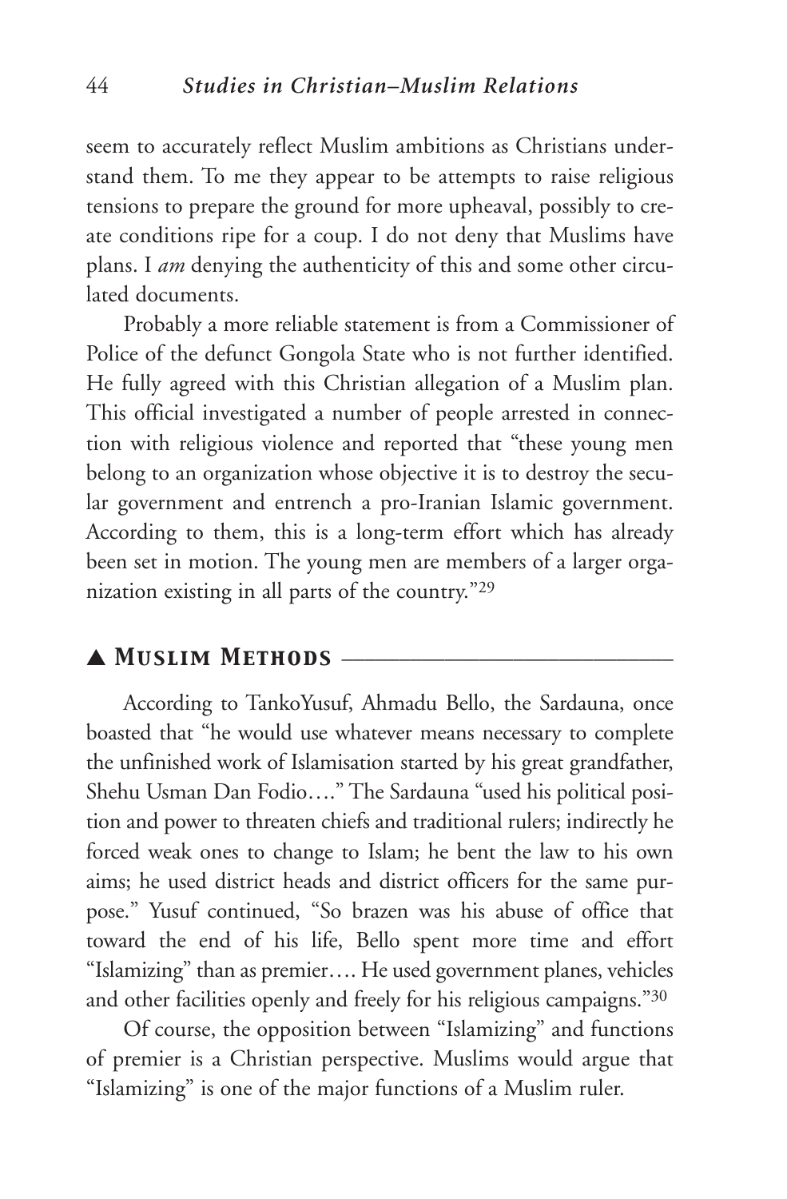seem to accurately reflect Muslim ambitions as Christians understand them. To me they appear to be attempts to raise religious tensions to prepare the ground for more upheaval, possibly to create conditions ripe for a coup. I do not deny that Muslims have plans. I *am* denying the authenticity of this and some other circulated documents.

Probably a more reliable statement is from a Commissioner of Police of the defunct Gongola State who is not further identified. He fully agreed with this Christian allegation of a Muslim plan. This official investigated a number of people arrested in connection with religious violence and reported that "these young men belong to an organization whose objective it is to destroy the secular government and entrench a pro-Iranian Islamic government. According to them, this is a long-term effort which has already been set in motion. The young men are members of a larger organization existing in all parts of the country."[29]

## ▲ Muslim Methods

According to TankoYusuf, Ahmadu Bello, the Sardauna, once boasted that "he would use whatever means necessary to complete the unfinished work of Islamisation started by his great grandfather, Shehu Usman Dan Fodio…." The Sardauna "used his political position and power to threaten chiefs and traditional rulers; indirectly he forced weak ones to change to Islam; he bent the law to his own aims; he used district heads and district officers for the same purpose." Yusuf continued, "So brazen was his abuse of office that toward the end of his life, Bello spent more time and effort "Islamizing" than as premier…. He used government planes, vehicles and other facilities openly and freely for his religious campaigns."[30]

Of course, the opposition between "Islamizing" and functions of premier is a Christian perspective. Muslims would argue that "Islamizing" is one of the major functions of a Muslim ruler.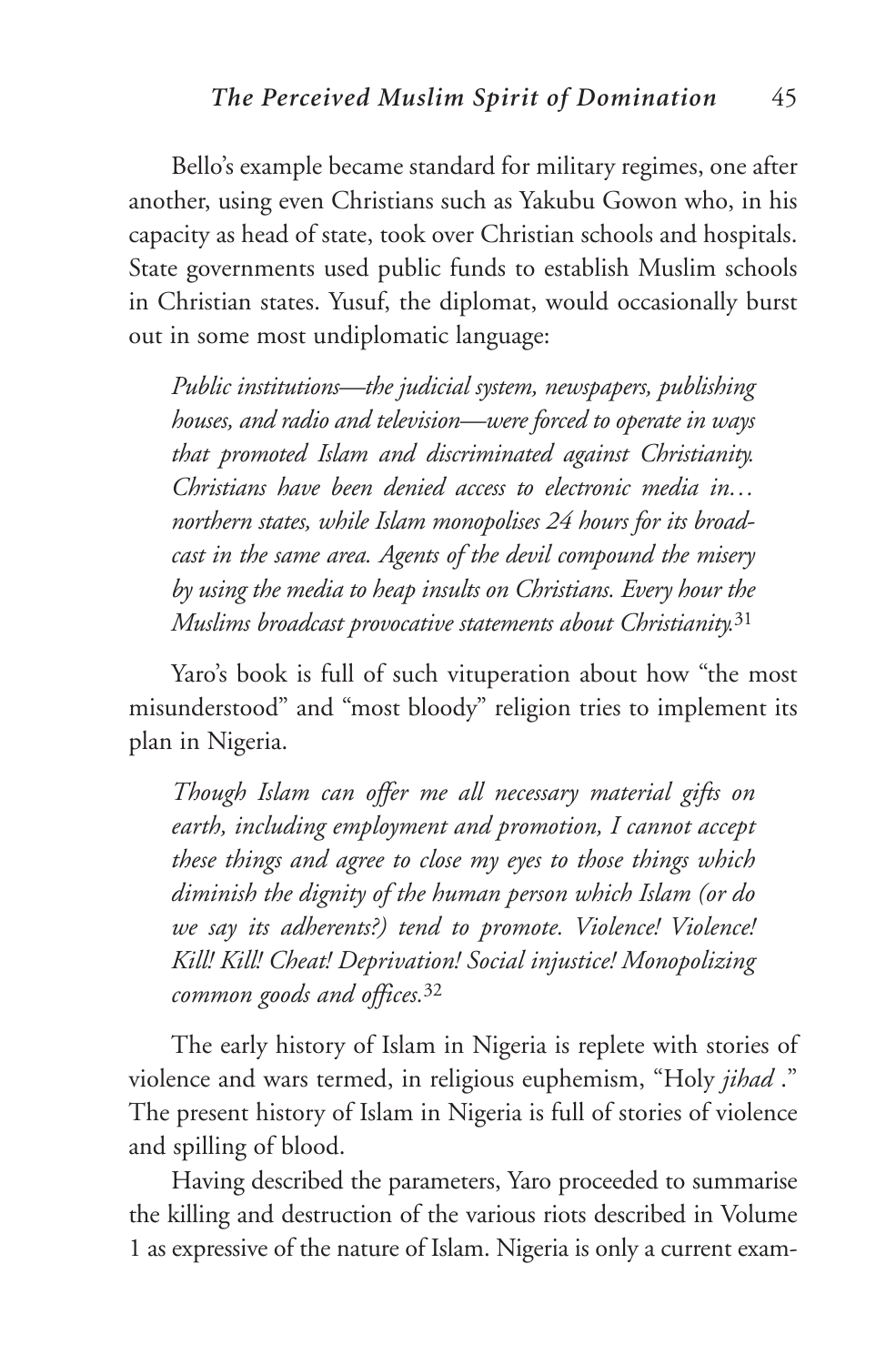Bello's example became standard for military regimes, one after another, using even Christians such as Yakubu Gowon who, in his capacity as head of state, took over Christian schools and hospitals. State governments used public funds to establish Muslim schools in Christian states. Yusuf, the diplomat, would occasionally burst out in some most undiplomatic language:

> *Public institutions—the judicial system, newspapers, publishing houses, and radio and television—were forced to operate in ways that promoted Islam and discriminated against Christianity. Christians have been denied access to electronic media in… northern states, while Islam monopolises 24 hours for its broadcast in the same area. Agents of the devil compound the misery by using the media to heap insults on Christians. Every hour the Muslims broadcast provocative statements about Christianity.*[31]

Yaro's book is full of such vituperation about how "the most misunderstood" and "most bloody" religion tries to implement its plan in Nigeria.

> *Though Islam can offer me all necessary material gifts on earth, including employment and promotion, I cannot accept these things and agree to close my eyes to those things which diminish the dignity of the human person which Islam (or do we say its adherents?) tend to promote. Violence! Violence! Kill! Kill! Cheat! Deprivation! Social injustice! Monopolizing common goods and offices.*[32]

The early history of Islam in Nigeria is replete with stories of violence and wars termed, in religious euphemism, "Holy *jihad* ." The present history of Islam in Nigeria is full of stories of violence and spilling of blood.

Having described the parameters, Yaro proceeded to summarise the killing and destruction of the various riots described in Volume 1 as expressive of the nature of Islam. Nigeria is only a current exam-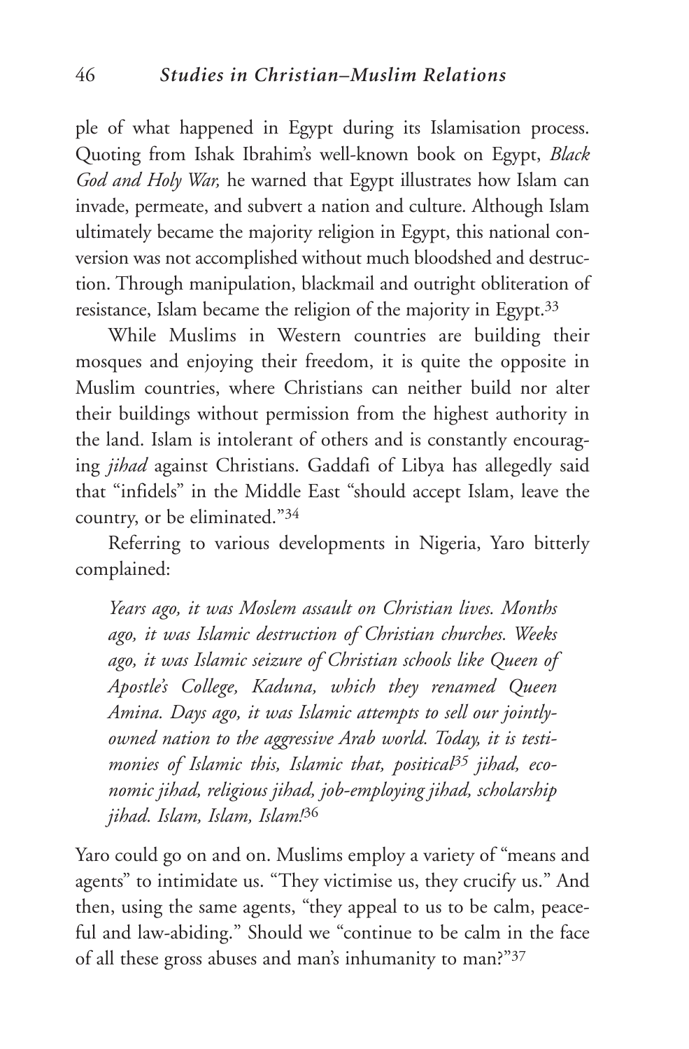ple of what happened in Egypt during its Islamisation process. Quoting from Ishak Ibrahim's well-known book on Egypt, *Black God and Holy War,* he warned that Egypt illustrates how Islam can invade, permeate, and subvert a nation and culture. Although Islam ultimately became the majority religion in Egypt, this national conversion was not accomplished without much bloodshed and destruction. Through manipulation, blackmail and outright obliteration of resistance, Islam became the religion of the majority in Egypt.[33]

While Muslims in Western countries are building their mosques and enjoying their freedom, it is quite the opposite in Muslim countries, where Christians can neither build nor alter their buildings without permission from the highest authority in the land. Islam is intolerant of others and is constantly encouraging *jihad* against Christians. Gaddafi of Libya has allegedly said that "infidels" in the Middle East "should accept Islam, leave the country, or be eliminated."[34]

Referring to various developments in Nigeria, Yaro bitterly complained:

> *Years ago, it was Moslem assault on Christian lives. Months ago, it was Islamic destruction of Christian churches. Weeks ago, it was Islamic seizure of Christian schools like Queen of Apostle's College, Kaduna, which they renamed Queen Amina. Days ago, it was Islamic attempts to sell our jointly-owned nation to the aggressive Arab world. Today, it is testimonies of Islamic this, Islamic that, positical[35] jihad, economic jihad, religious jihad, job-employing jihad, scholarship jihad. Islam, Islam, Islam!*[36]

Yaro could go on and on. Muslims employ a variety of "means and agents" to intimidate us. "They victimise us, they crucify us." And then, using the same agents, "they appeal to us to be calm, peaceful and law-abiding." Should we "continue to be calm in the face of all these gross abuses and man's inhumanity to man?"[37]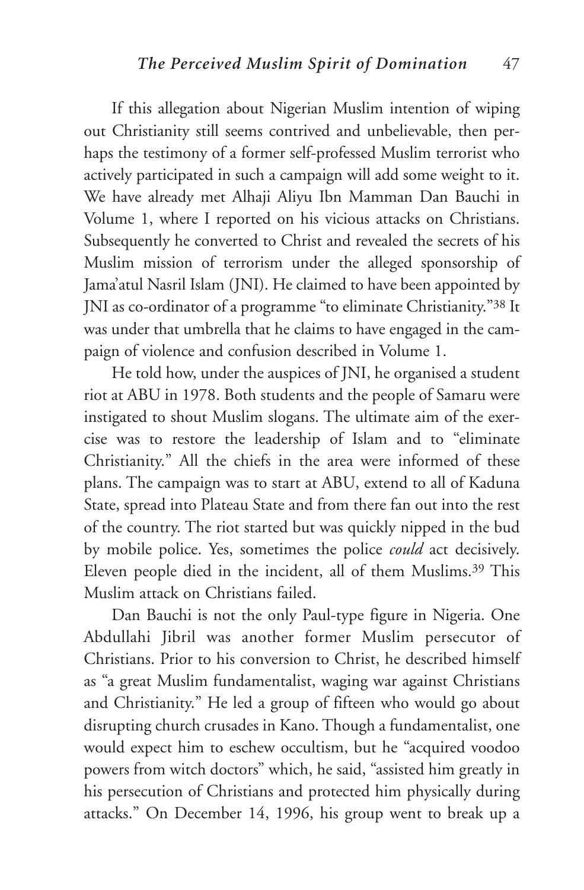If this allegation about Nigerian Muslim intention of wiping out Christianity still seems contrived and unbelievable, then perhaps the testimony of a former self-professed Muslim terrorist who actively participated in such a campaign will add some weight to it. We have already met Alhaji Aliyu Ibn Mamman Dan Bauchi in Volume 1, where I reported on his vicious attacks on Christians. Subsequently he converted to Christ and revealed the secrets of his Muslim mission of terrorism under the alleged sponsorship of Jama'atul Nasril Islam (JNI). He claimed to have been appointed by JNI as co-ordinator of a programme "to eliminate Christianity."[38] It was under that umbrella that he claims to have engaged in the campaign of violence and confusion described in Volume 1.

He told how, under the auspices of JNI, he organised a student riot at ABU in 1978. Both students and the people of Samaru were instigated to shout Muslim slogans. The ultimate aim of the exercise was to restore the leadership of Islam and to "eliminate Christianity." All the chiefs in the area were informed of these plans. The campaign was to start at ABU, extend to all of Kaduna State, spread into Plateau State and from there fan out into the rest of the country. The riot started but was quickly nipped in the bud by mobile police. Yes, sometimes the police *could* act decisively. Eleven people died in the incident, all of them Muslims.[39] This Muslim attack on Christians failed.

Dan Bauchi is not the only Paul-type figure in Nigeria. One Abdullahi Jibril was another former Muslim persecutor of Christians. Prior to his conversion to Christ, he described himself as "a great Muslim fundamentalist, waging war against Christians and Christianity." He led a group of fifteen who would go about disrupting church crusades in Kano. Though a fundamentalist, one would expect him to eschew occultism, but he "acquired voodoo powers from witch doctors" which, he said, "assisted him greatly in his persecution of Christians and protected him physically during attacks." On December 14, 1996, his group went to break up a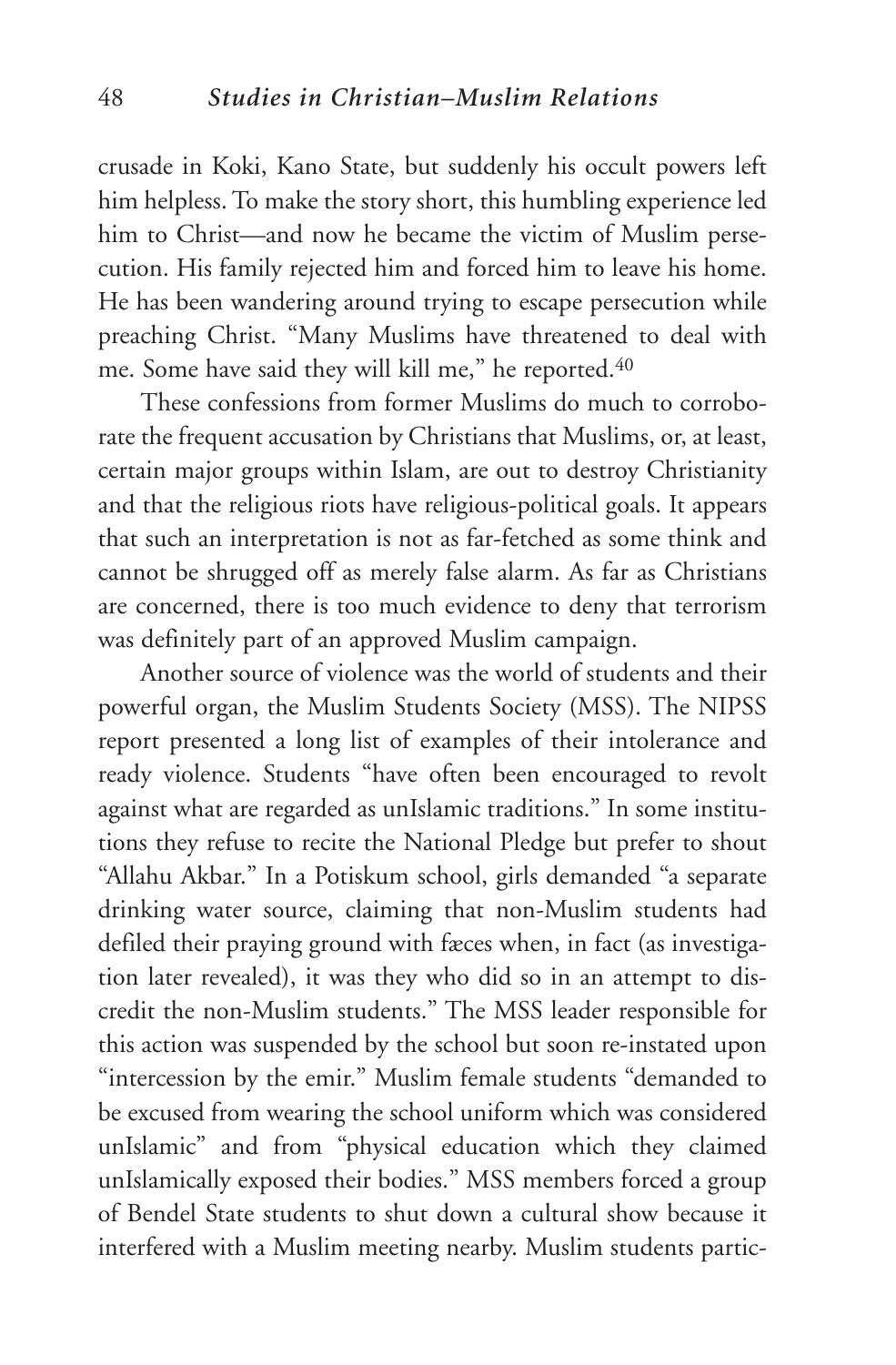crusade in Koki, Kano State, but suddenly his occult powers left him helpless. To make the story short, this humbling experience led him to Christ—and now he became the victim of Muslim persecution. His family rejected him and forced him to leave his home. He has been wandering around trying to escape persecution while preaching Christ. "Many Muslims have threatened to deal with me. Some have said they will kill me," he reported.[40]

These confessions from former Muslims do much to corroborate the frequent accusation by Christians that Muslims, or, at least, certain major groups within Islam, are out to destroy Christianity and that the religious riots have religious-political goals. It appears that such an interpretation is not as far-fetched as some think and cannot be shrugged off as merely false alarm. As far as Christians are concerned, there is too much evidence to deny that terrorism was definitely part of an approved Muslim campaign.

Another source of violence was the world of students and their powerful organ, the Muslim Students Society (MSS). The NIPSS report presented a long list of examples of their intolerance and ready violence. Students "have often been encouraged to revolt against what are regarded as unIslamic traditions." In some institutions they refuse to recite the National Pledge but prefer to shout "Allahu Akbar." In a Potiskum school, girls demanded "a separate drinking water source, claiming that non-Muslim students had defiled their praying ground with fæces when, in fact (as investigation later revealed), it was they who did so in an attempt to discredit the non-Muslim students." The MSS leader responsible for this action was suspended by the school but soon re-instated upon "intercession by the emir." Muslim female students "demanded to be excused from wearing the school uniform which was considered unIslamic" and from "physical education which they claimed unIslamically exposed their bodies." MSS members forced a group of Bendel State students to shut down a cultural show because it interfered with a Muslim meeting nearby. Muslim students partic-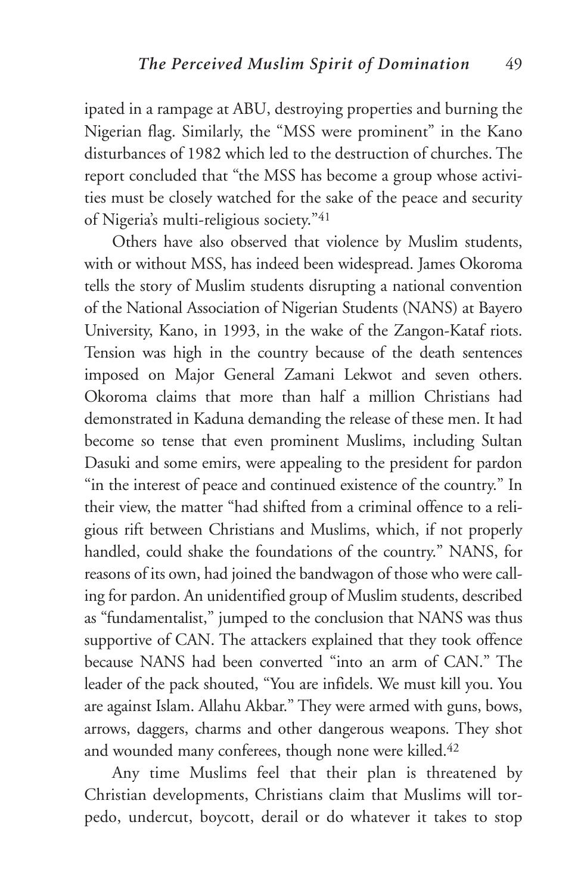ipated in a rampage at ABU, destroying properties and burning the Nigerian flag. Similarly, the "MSS were prominent" in the Kano disturbances of 1982 which led to the destruction of churches. The report concluded that "the MSS has become a group whose activities must be closely watched for the sake of the peace and security of Nigeria's multi-religious society."[41]

Others have also observed that violence by Muslim students, with or without MSS, has indeed been widespread. James Okoroma tells the story of Muslim students disrupting a national convention of the National Association of Nigerian Students (NANS) at Bayero University, Kano, in 1993, in the wake of the Zangon-Kataf riots. Tension was high in the country because of the death sentences imposed on Major General Zamani Lekwot and seven others. Okoroma claims that more than half a million Christians had demonstrated in Kaduna demanding the release of these men. It had become so tense that even prominent Muslims, including Sultan Dasuki and some emirs, were appealing to the president for pardon "in the interest of peace and continued existence of the country." In their view, the matter "had shifted from a criminal offence to a religious rift between Christians and Muslims, which, if not properly handled, could shake the foundations of the country." NANS, for reasons of its own, had joined the bandwagon of those who were calling for pardon. An unidentified group of Muslim students, described as "fundamentalist," jumped to the conclusion that NANS was thus supportive of CAN. The attackers explained that they took offence because NANS had been converted "into an arm of CAN." The leader of the pack shouted, "You are infidels. We must kill you. You are against Islam. Allahu Akbar." They were armed with guns, bows, arrows, daggers, charms and other dangerous weapons. They shot and wounded many conferees, though none were killed.[42]

Any time Muslims feel that their plan is threatened by Christian developments, Christians claim that Muslims will torpedo, undercut, boycott, derail or do whatever it takes to stop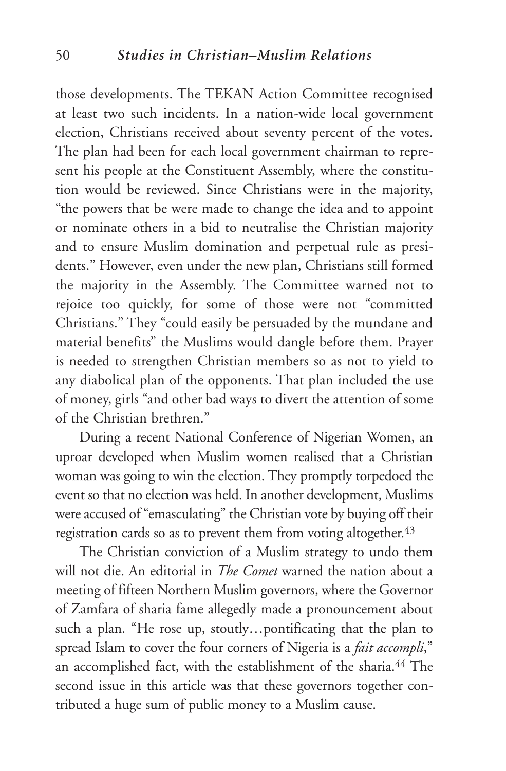those developments. The TEKAN Action Committee recognised at least two such incidents. In a nation-wide local government election, Christians received about seventy percent of the votes. The plan had been for each local government chairman to represent his people at the Constituent Assembly, where the constitution would be reviewed. Since Christians were in the majority, "the powers that be were made to change the idea and to appoint or nominate others in a bid to neutralise the Christian majority and to ensure Muslim domination and perpetual rule as presidents." However, even under the new plan, Christians still formed the majority in the Assembly. The Committee warned not to rejoice too quickly, for some of those were not "committed Christians." They "could easily be persuaded by the mundane and material benefits" the Muslims would dangle before them. Prayer is needed to strengthen Christian members so as not to yield to any diabolical plan of the opponents. That plan included the use of money, girls "and other bad ways to divert the attention of some of the Christian brethren."

During a recent National Conference of Nigerian Women, an uproar developed when Muslim women realised that a Christian woman was going to win the election. They promptly torpedoed the event so that no election was held. In another development, Muslims were accused of "emasculating" the Christian vote by buying off their registration cards so as to prevent them from voting altogether.[43]

The Christian conviction of a Muslim strategy to undo them will not die. An editorial in *The Comet* warned the nation about a meeting of fifteen Northern Muslim governors, where the Governor of Zamfara of sharia fame allegedly made a pronouncement about such a plan. "He rose up, stoutly…pontificating that the plan to spread Islam to cover the four corners of Nigeria is a *fait accompli*," an accomplished fact, with the establishment of the sharia.[44] The second issue in this article was that these governors together contributed a huge sum of public money to a Muslim cause.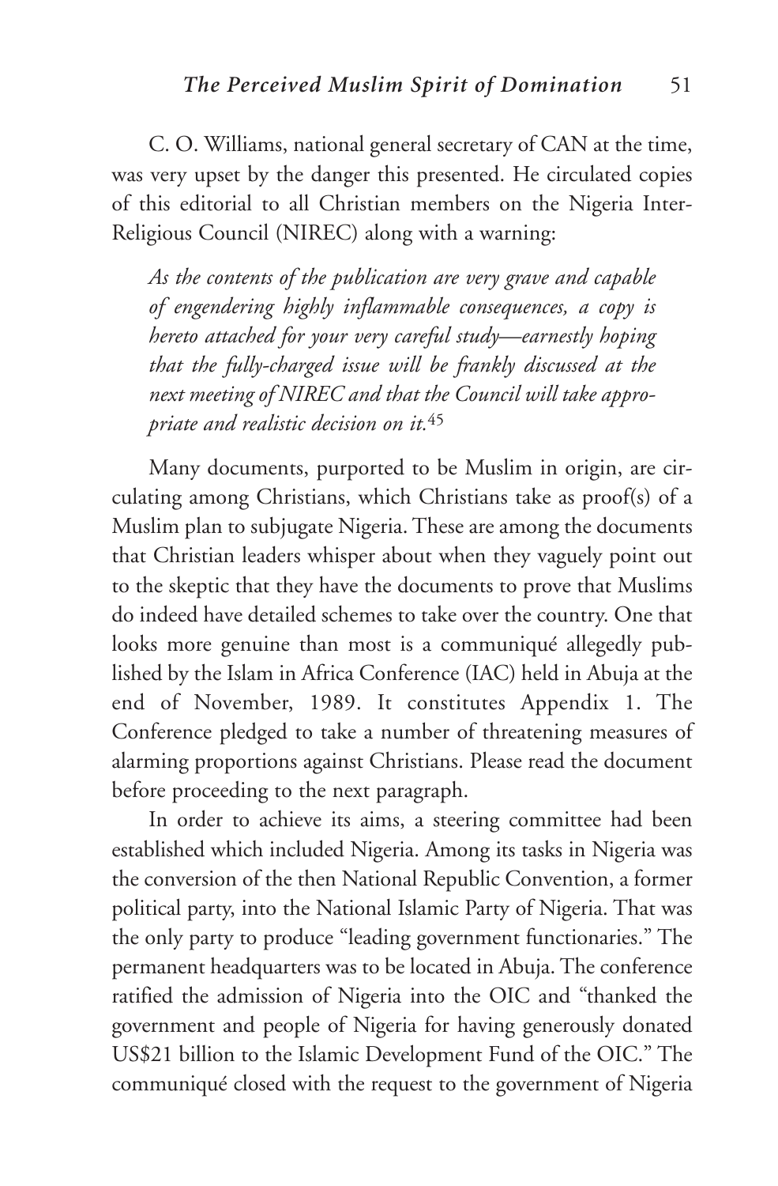C. O. Williams, national general secretary of CAN at the time, was very upset by the danger this presented. He circulated copies of this editorial to all Christian members on the Nigeria Inter-Religious Council (NIREC) along with a warning:

> *As the contents of the publication are very grave and capable of engendering highly inflammable consequences, a copy is hereto attached for your very careful study—earnestly hoping that the fully-charged issue will be frankly discussed at the next meeting of NIREC and that the Council will take appropriate and realistic decision on it.*[45]

Many documents, purported to be Muslim in origin, are circulating among Christians, which Christians take as proof(s) of a Muslim plan to subjugate Nigeria. These are among the documents that Christian leaders whisper about when they vaguely point out to the skeptic that they have the documents to prove that Muslims do indeed have detailed schemes to take over the country. One that looks more genuine than most is a communiqué allegedly published by the Islam in Africa Conference (IAC) held in Abuja at the end of November, 1989. It constitutes Appendix 1. The Conference pledged to take a number of threatening measures of alarming proportions against Christians. Please read the document before proceeding to the next paragraph.

In order to achieve its aims, a steering committee had been established which included Nigeria. Among its tasks in Nigeria was the conversion of the then National Republic Convention, a former political party, into the National Islamic Party of Nigeria. That was the only party to produce "leading government functionaries." The permanent headquarters was to be located in Abuja. The conference ratified the admission of Nigeria into the OIC and "thanked the government and people of Nigeria for having generously donated US$21 billion to the Islamic Development Fund of the OIC." The communiqué closed with the request to the government of Nigeria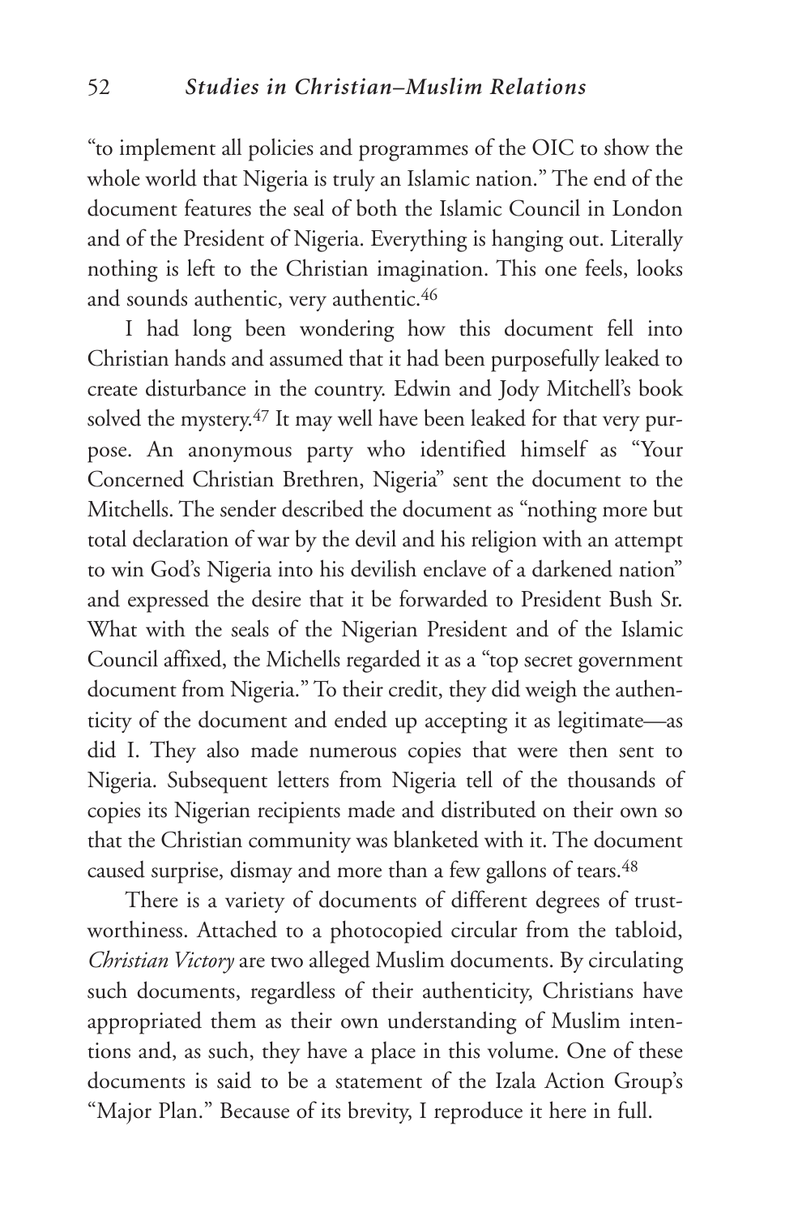"to implement all policies and programmes of the OIC to show the whole world that Nigeria is truly an Islamic nation." The end of the document features the seal of both the Islamic Council in London and of the President of Nigeria. Everything is hanging out. Literally nothing is left to the Christian imagination. This one feels, looks and sounds authentic, very authentic.[46]

I had long been wondering how this document fell into Christian hands and assumed that it had been purposefully leaked to create disturbance in the country. Edwin and Jody Mitchell's book solved the mystery.[47] It may well have been leaked for that very purpose. An anonymous party who identified himself as "Your Concerned Christian Brethren, Nigeria" sent the document to the Mitchells. The sender described the document as "nothing more but total declaration of war by the devil and his religion with an attempt to win God's Nigeria into his devilish enclave of a darkened nation" and expressed the desire that it be forwarded to President Bush Sr. What with the seals of the Nigerian President and of the Islamic Council affixed, the Michells regarded it as a "top secret government document from Nigeria." To their credit, they did weigh the authenticity of the document and ended up accepting it as legitimate—as did I. They also made numerous copies that were then sent to Nigeria. Subsequent letters from Nigeria tell of the thousands of copies its Nigerian recipients made and distributed on their own so that the Christian community was blanketed with it. The document caused surprise, dismay and more than a few gallons of tears.[48]

There is a variety of documents of different degrees of trustworthiness. Attached to a photocopied circular from the tabloid, *Christian Victory* are two alleged Muslim documents. By circulating such documents, regardless of their authenticity, Christians have appropriated them as their own understanding of Muslim intentions and, as such, they have a place in this volume. One of these documents is said to be a statement of the Izala Action Group's "Major Plan." Because of its brevity, I reproduce it here in full.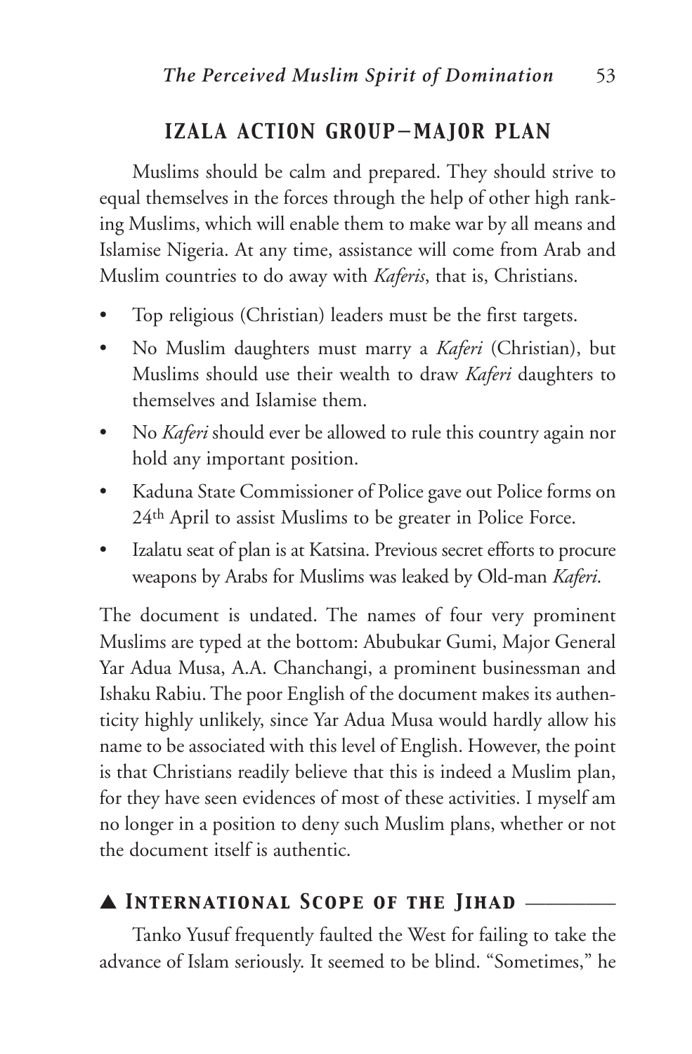## IZALA ACTION GROUP—MAJOR PLAN

Muslims should be calm and prepared. They should strive to equal themselves in the forces through the help of other high ranking Muslims, which will enable them to make war by all means and Islamise Nigeria. At any time, assistance will come from Arab and Muslim countries to do away with *Kaferis*, that is, Christians.

- Top religious (Christian) leaders must be the first targets.
- No Muslim daughters must marry a *Kaferi* (Christian), but Muslims should use their wealth to draw *Kaferi* daughters to themselves and Islamise them.
- No *Kaferi* should ever be allowed to rule this country again nor hold any important position.
- Kaduna State Commissioner of Police gave out Police forms on 24th April to assist Muslims to be greater in Police Force.
- Izalatu seat of plan is at Katsina. Previous secret efforts to procure weapons by Arabs for Muslims was leaked by Old-man *Kaferi*.

The document is undated. The names of four very prominent Muslims are typed at the bottom: Abubukar Gumi, Major General Yar Adua Musa, A.A. Chanchangi, a prominent businessman and Ishaku Rabiu. The poor English of the document makes its authenticity highly unlikely, since Yar Adua Musa would hardly allow his name to be associated with this level of English. However, the point is that Christians readily believe that this is indeed a Muslim plan, for they have seen evidences of most of these activities. I myself am no longer in a position to deny such Muslim plans, whether or not the document itself is authentic.

## ▲ *International Scope of the Jihad*

Tanko Yusuf frequently faulted the West for failing to take the advance of Islam seriously. It seemed to be blind. "Sometimes," he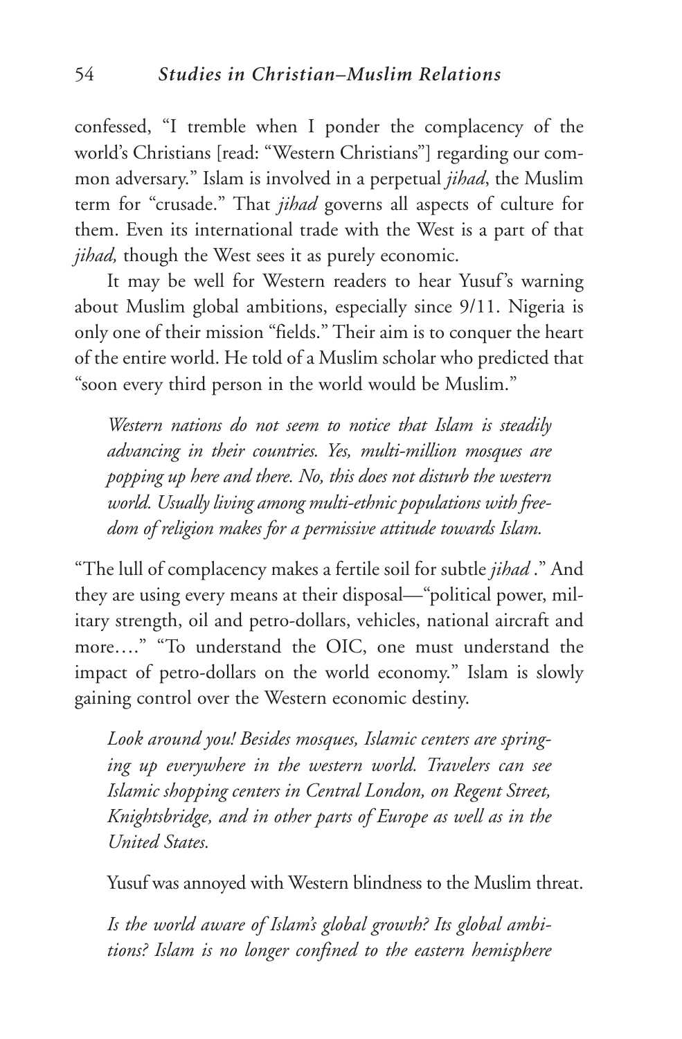confessed, "I tremble when I ponder the complacency of the world's Christians [read: "Western Christians"] regarding our common adversary." Islam is involved in a perpetual *jihad*, the Muslim term for "crusade." That *jihad* governs all aspects of culture for them. Even its international trade with the West is a part of that *jihad,* though the West sees it as purely economic.

It may be well for Western readers to hear Yusuf's warning about Muslim global ambitions, especially since 9/11. Nigeria is only one of their mission "fields." Their aim is to conquer the heart of the entire world. He told of a Muslim scholar who predicted that "soon every third person in the world would be Muslim."

> *Western nations do not seem to notice that Islam is steadily advancing in their countries. Yes, multi-million mosques are popping up here and there. No, this does not disturb the western world. Usually living among multi-ethnic populations with freedom of religion makes for a permissive attitude towards Islam.*

"The lull of complacency makes a fertile soil for subtle *jihad* ." And they are using every means at their disposal—"political power, military strength, oil and petro-dollars, vehicles, national aircraft and more…." "To understand the OIC, one must understand the impact of petro-dollars on the world economy." Islam is slowly gaining control over the Western economic destiny.

> *Look around you! Besides mosques, Islamic centers are springing up everywhere in the western world. Travelers can see Islamic shopping centers in Central London, on Regent Street, Knightsbridge, and in other parts of Europe as well as in the United States.*

Yusuf was annoyed with Western blindness to the Muslim threat.

> *Is the world aware of Islam's global growth? Its global ambitions? Islam is no longer confined to the eastern hemisphere*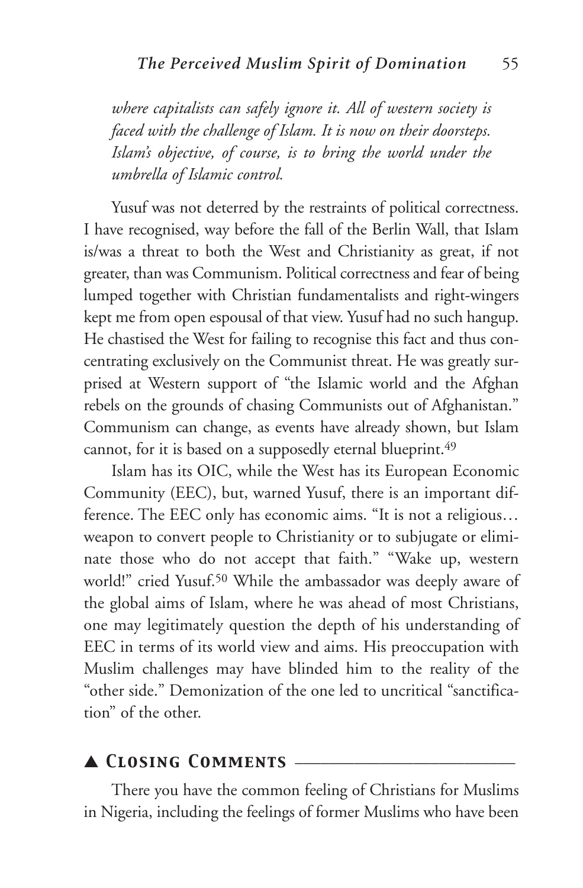*where capitalists can safely ignore it. All of western society is faced with the challenge of Islam. It is now on their doorsteps. Islam's objective, of course, is to bring the world under the umbrella of Islamic control.*

Yusuf was not deterred by the restraints of political correctness. I have recognised, way before the fall of the Berlin Wall, that Islam is/was a threat to both the West and Christianity as great, if not greater, than was Communism. Political correctness and fear of being lumped together with Christian fundamentalists and right-wingers kept me from open espousal of that view. Yusuf had no such hangup. He chastised the West for failing to recognise this fact and thus concentrating exclusively on the Communist threat. He was greatly surprised at Western support of "the Islamic world and the Afghan rebels on the grounds of chasing Communists out of Afghanistan." Communism can change, as events have already shown, but Islam cannot, for it is based on a supposedly eternal blueprint.[49]

Islam has its OIC, while the West has its European Economic Community (EEC), but, warned Yusuf, there is an important difference. The EEC only has economic aims. "It is not a religious… weapon to convert people to Christianity or to subjugate or eliminate those who do not accept that faith." "Wake up, western world!" cried Yusuf.[50] While the ambassador was deeply aware of the global aims of Islam, where he was ahead of most Christians, one may legitimately question the depth of his understanding of EEC in terms of its world view and aims. His preoccupation with Muslim challenges may have blinded him to the reality of the "other side." Demonization of the one led to uncritical "sanctification" of the other.

## ▲ Closing Comments

There you have the common feeling of Christians for Muslims in Nigeria, including the feelings of former Muslims who have been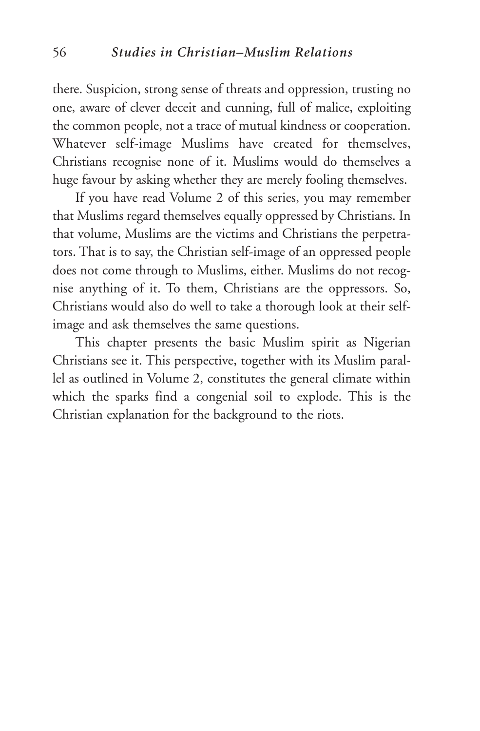there. Suspicion, strong sense of threats and oppression, trusting no one, aware of clever deceit and cunning, full of malice, exploiting the common people, not a trace of mutual kindness or cooperation. Whatever self-image Muslims have created for themselves, Christians recognise none of it. Muslims would do themselves a huge favour by asking whether they are merely fooling themselves.

If you have read Volume 2 of this series, you may remember that Muslims regard themselves equally oppressed by Christians. In that volume, Muslims are the victims and Christians the perpetrators. That is to say, the Christian self-image of an oppressed people does not come through to Muslims, either. Muslims do not recognise anything of it. To them, Christians are the oppressors. So, Christians would also do well to take a thorough look at their self-image and ask themselves the same questions.

This chapter presents the basic Muslim spirit as Nigerian Christians see it. This perspective, together with its Muslim parallel as outlined in Volume 2, constitutes the general climate within which the sparks find a congenial soil to explode. This is the Christian explanation for the background to the riots.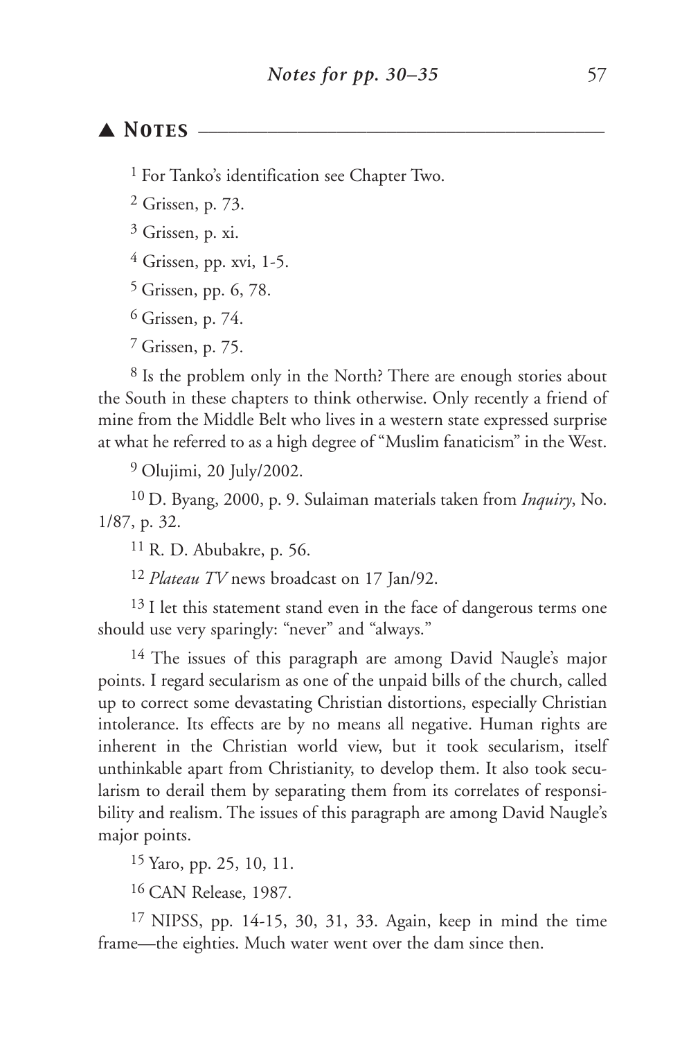## ▲ Notes

[1] For Tanko's identification see Chapter Two.

[2] Grissen, p. 73.

[3] Grissen, p. xi.

[4] Grissen, pp. xvi, 1-5.

[5] Grissen, pp. 6, 78.

[6] Grissen, p. 74.

[7] Grissen, p. 75.

[8] Is the problem only in the North? There are enough stories about the South in these chapters to think otherwise. Only recently a friend of mine from the Middle Belt who lives in a western state expressed surprise at what he referred to as a high degree of "Muslim fanaticism" in the West.

[9] Olujimi, 20 July/2002.

[10] D. Byang, 2000, p. 9. Sulaiman materials taken from *Inquiry*, No. 1/87, p. 32.

[11] R. D. Abubakre, p. 56.

[12] *Plateau TV* news broadcast on 17 Jan/92.

[13] I let this statement stand even in the face of dangerous terms one should use very sparingly: "never" and "always."

[14] The issues of this paragraph are among David Naugle's major points. I regard secularism as one of the unpaid bills of the church, called up to correct some devastating Christian distortions, especially Christian intolerance. Its effects are by no means all negative. Human rights are inherent in the Christian world view, but it took secularism, itself unthinkable apart from Christianity, to develop them. It also took secularism to derail them by separating them from its correlates of responsibility and realism. The issues of this paragraph are among David Naugle's major points.

[15] Yaro, pp. 25, 10, 11.

[16] CAN Release, 1987.

[17] NIPSS, pp. 14-15, 30, 31, 33. Again, keep in mind the time frame—the eighties. Much water went over the dam since then.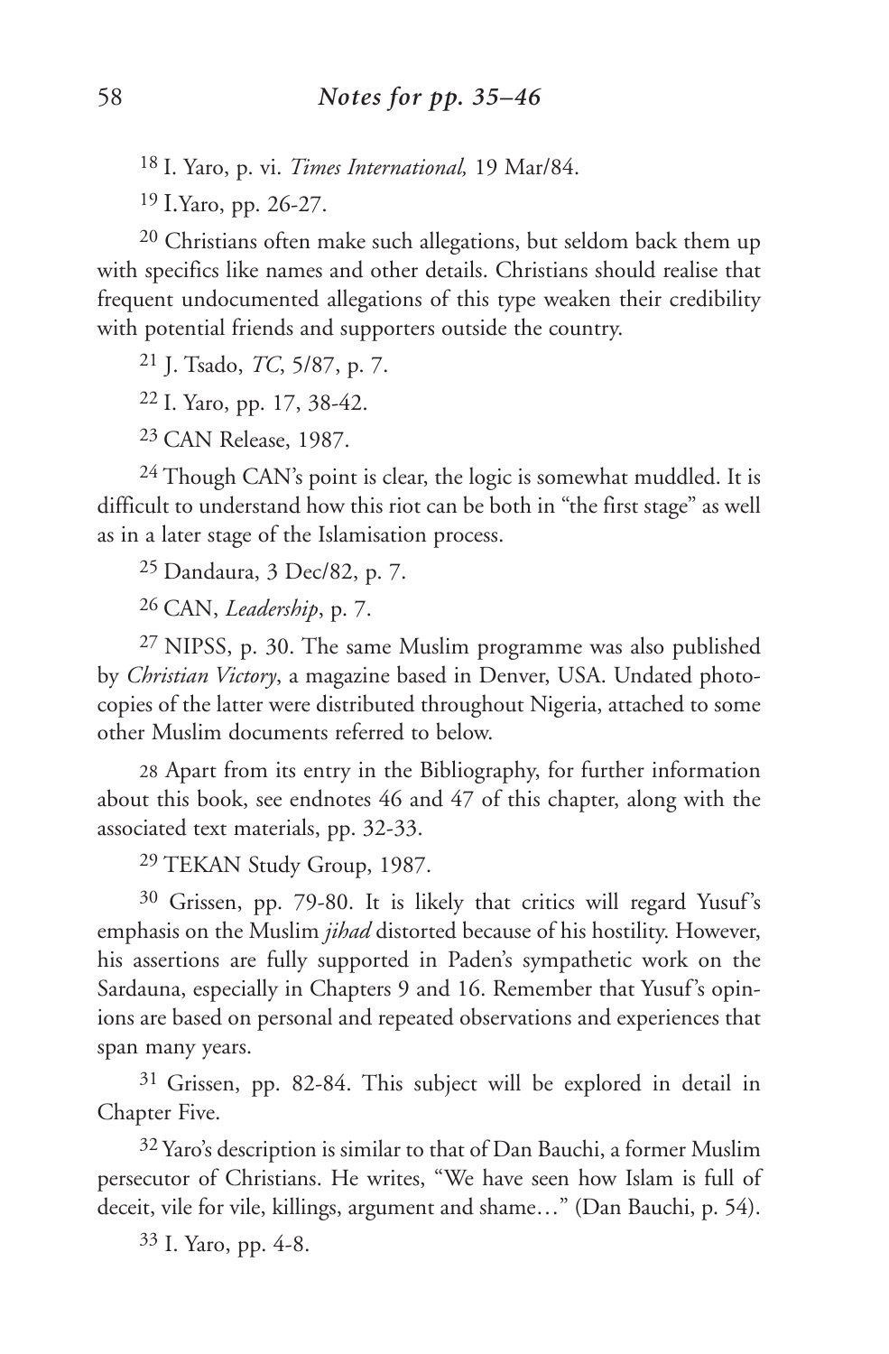## *Notes for pp. 35–46*

[18] I. Yaro, p. vi. *Times International,* 19 Mar/84.

[19] I.Yaro, pp. 26-27.

[20] Christians often make such allegations, but seldom back them up with specifics like names and other details. Christians should realise that frequent undocumented allegations of this type weaken their credibility with potential friends and supporters outside the country.

[21] J. Tsado, *TC*, 5/87, p. 7.

[22] I. Yaro, pp. 17, 38-42.

[23] CAN Release, 1987.

[24] Though CAN's point is clear, the logic is somewhat muddled. It is difficult to understand how this riot can be both in "the first stage" as well as in a later stage of the Islamisation process.

[25] Dandaura, 3 Dec/82, p. 7.

[26] CAN, *Leadership*, p. 7.

[27] NIPSS, p. 30. The same Muslim programme was also published by *Christian Victory*, a magazine based in Denver, USA. Undated photocopies of the latter were distributed throughout Nigeria, attached to some other Muslim documents referred to below.

[28] Apart from its entry in the Bibliography, for further information about this book, see endnotes 46 and 47 of this chapter, along with the associated text materials, pp. 32-33.

[29] TEKAN Study Group, 1987.

[30] Grissen, pp. 79-80. It is likely that critics will regard Yusuf's emphasis on the Muslim *jihad* distorted because of his hostility. However, his assertions are fully supported in Paden's sympathetic work on the Sardauna, especially in Chapters 9 and 16. Remember that Yusuf's opinions are based on personal and repeated observations and experiences that span many years.

[31] Grissen, pp. 82-84. This subject will be explored in detail in Chapter Five.

[32] Yaro's description is similar to that of Dan Bauchi, a former Muslim persecutor of Christians. He writes, "We have seen how Islam is full of deceit, vile for vile, killings, argument and shame…" (Dan Bauchi, p. 54).

[33] I. Yaro, pp. 4-8.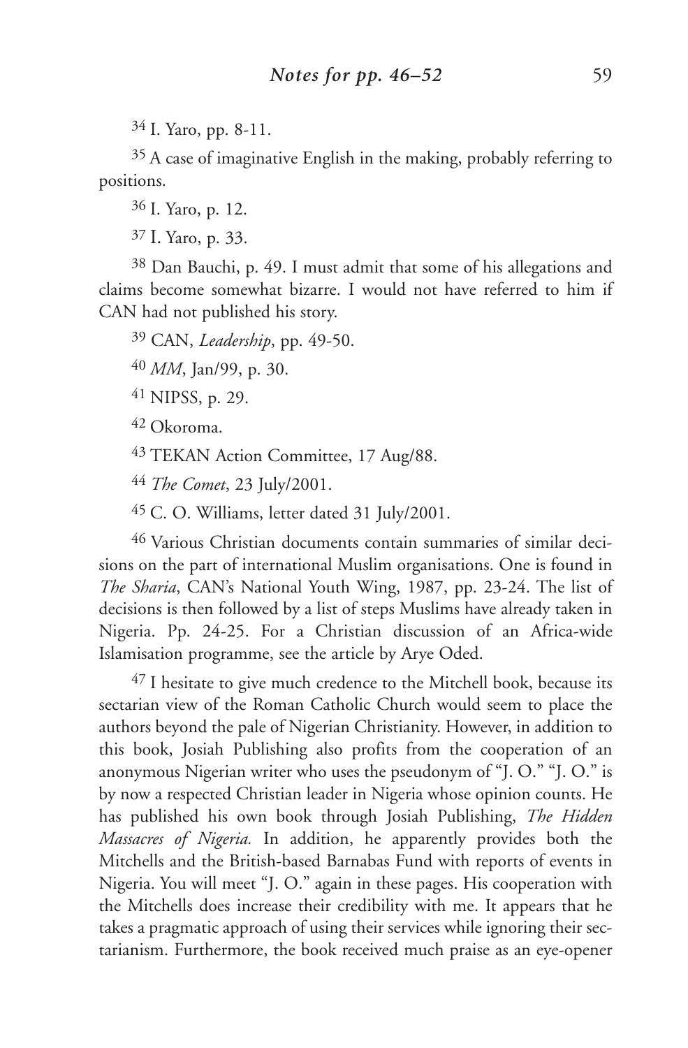[34] I. Yaro, pp. 8-11.

[35] A case of imaginative English in the making, probably referring to positions.

[36] I. Yaro, p. 12.

[37] I. Yaro, p. 33.

[38] Dan Bauchi, p. 49. I must admit that some of his allegations and claims become somewhat bizarre. I would not have referred to him if CAN had not published his story.

[39] CAN, *Leadership*, pp. 49-50.

[40] *MM*, Jan/99, p. 30.

[41] NIPSS, p. 29.

[42] Okoroma.

[43] TEKAN Action Committee, 17 Aug/88.

[44] *The Comet*, 23 July/2001.

[45] C. O. Williams, letter dated 31 July/2001.

[46] Various Christian documents contain summaries of similar decisions on the part of international Muslim organisations. One is found in *The Sharia*, CAN's National Youth Wing, 1987, pp. 23-24. The list of decisions is then followed by a list of steps Muslims have already taken in Nigeria. Pp. 24-25. For a Christian discussion of an Africa-wide Islamisation programme, see the article by Arye Oded.

[47] I hesitate to give much credence to the Mitchell book, because its sectarian view of the Roman Catholic Church would seem to place the authors beyond the pale of Nigerian Christianity. However, in addition to this book, Josiah Publishing also profits from the cooperation of an anonymous Nigerian writer who uses the pseudonym of "J. O." "J. O." is by now a respected Christian leader in Nigeria whose opinion counts. He has published his own book through Josiah Publishing, *The Hidden Massacres of Nigeria.* In addition, he apparently provides both the Mitchells and the British-based Barnabas Fund with reports of events in Nigeria. You will meet "J. O." again in these pages. His cooperation with the Mitchells does increase their credibility with me. It appears that he takes a pragmatic approach of using their services while ignoring their sectarianism. Furthermore, the book received much praise as an eye-opener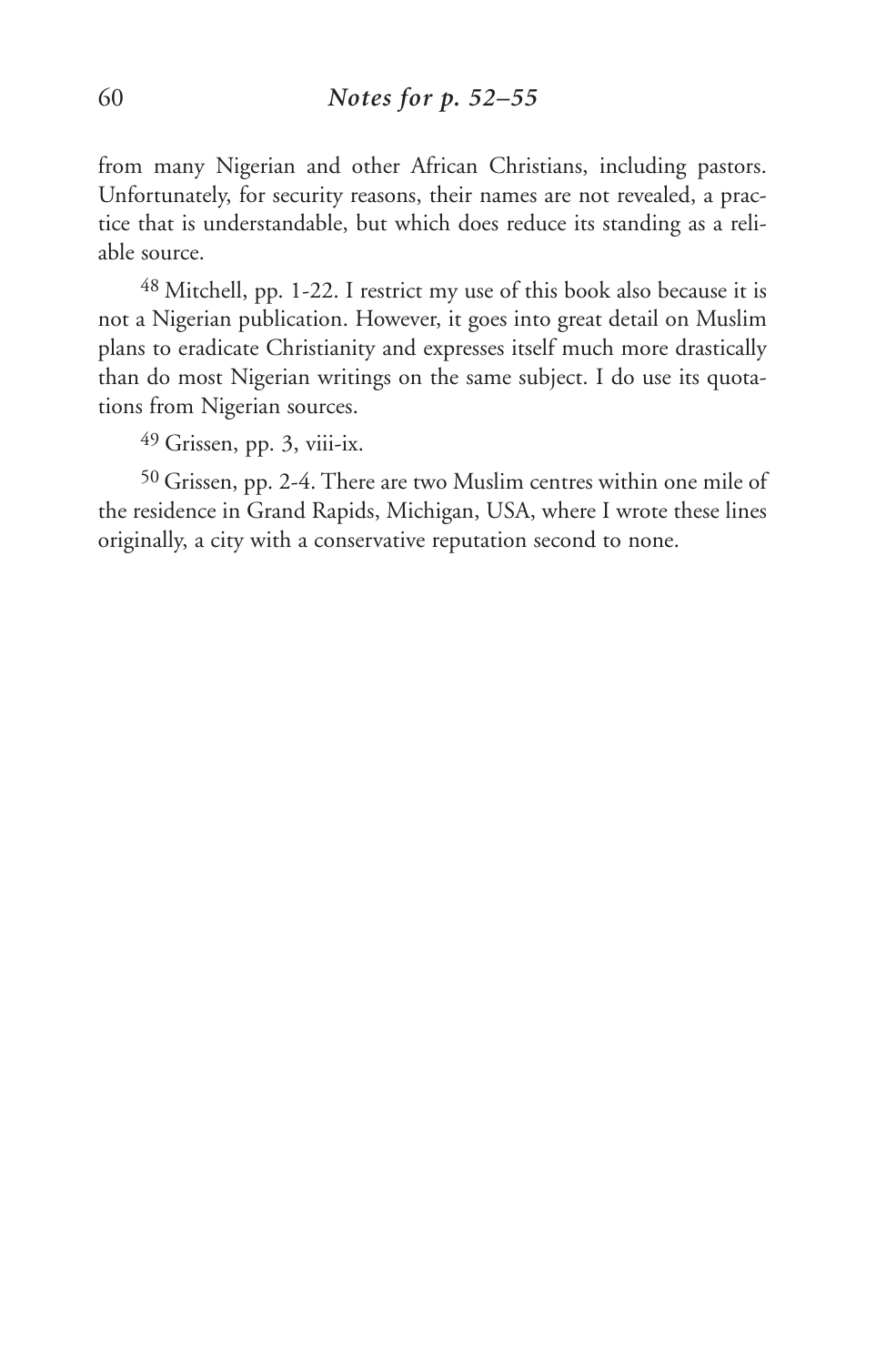from many Nigerian and other African Christians, including pastors. Unfortunately, for security reasons, their names are not revealed, a practice that is understandable, but which does reduce its standing as a reliable source.

[48] Mitchell, pp. 1-22. I restrict my use of this book also because it is not a Nigerian publication. However, it goes into great detail on Muslim plans to eradicate Christianity and expresses itself much more drastically than do most Nigerian writings on the same subject. I do use its quotations from Nigerian sources.

[49] Grissen, pp. 3, viii-ix.

[50] Grissen, pp. 2-4. There are two Muslim centres within one mile of the residence in Grand Rapids, Michigan, USA, where I wrote these lines originally, a city with a conservative reputation second to none.